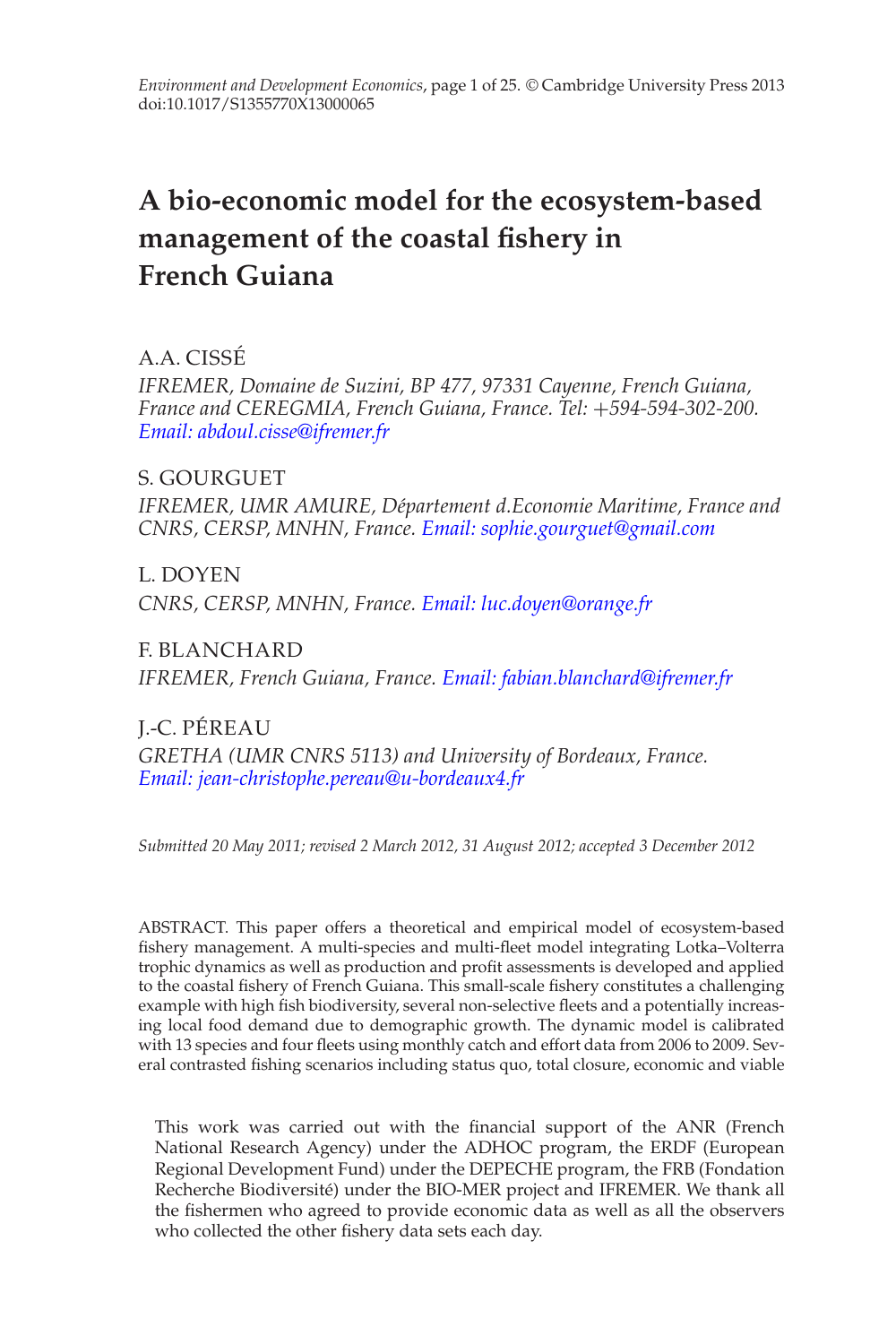Environment and Development Economics, page 1 of 25. © Cambridge University Press 2013
doi:10.1017/S1355770X13000065

# A bio-economic model for the ecosystem-based management of the coastal fishery in French Guiana

A.A. CISSÉ

*IFREMER, Domaine de Suzini, BP 477, 97331 Cayenne, French Guiana, France and CEREGMIA, French Guiana, France. Tel: +594-594-302-200. Email: abdoul.cisse@ifremer.fr*

S. GOURGUET

*IFREMER, UMR AMURE, Département d.Economie Maritime, France and CNRS, CERSP, MNHN, France. Email: sophie.gourguet@gmail.com*

L. DOYEN

*CNRS, CERSP, MNHN, France. Email: luc.doyen@orange.fr*

F. BLANCHARD

*IFREMER, French Guiana, France. Email: fabian.blanchard@ifremer.fr*

J.-C. PÉREAU

*GRETHA (UMR CNRS 5113) and University of Bordeaux, France. Email: jean-christophe.pereau@u-bordeaux4.fr*

*Submitted 20 May 2011; revised 2 March 2012, 31 August 2012; accepted 3 December 2012*

ABSTRACT. This paper offers a theoretical and empirical model of ecosystem-based fishery management. A multi-species and multi-fleet model integrating Lotka–Volterra trophic dynamics as well as production and profit assessments is developed and applied to the coastal fishery of French Guiana. This small-scale fishery constitutes a challenging example with high fish biodiversity, several non-selective fleets and a potentially increasing local food demand due to demographic growth. The dynamic model is calibrated with 13 species and four fleets using monthly catch and effort data from 2006 to 2009. Several contrasted fishing scenarios including status quo, total closure, economic and viable

This work was carried out with the financial support of the ANR (French National Research Agency) under the ADHOC program, the ERDF (European Regional Development Fund) under the DEPECHE program, the FRB (Fondation Recherche Biodiversité) under the BIO-MER project and IFREMER. We thank all the fishermen who agreed to provide economic data as well as all the observers who collected the other fishery data sets each day.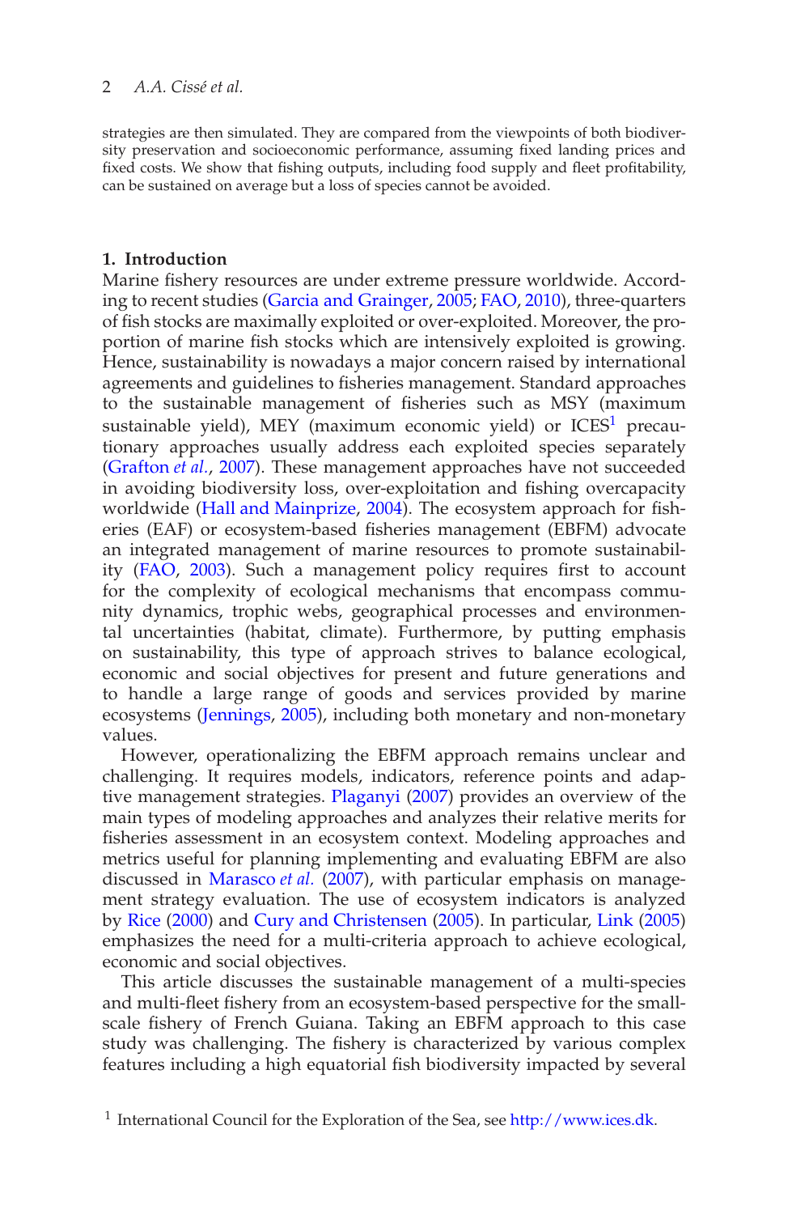strategies are then simulated. They are compared from the viewpoints of both biodiversity preservation and socioeconomic performance, assuming fixed landing prices and fixed costs. We show that fishing outputs, including food supply and fleet profitability, can be sustained on average but a loss of species cannot be avoided.

## 1. Introduction

Marine fishery resources are under extreme pressure worldwide. According to recent studies (Garcia and Grainger, 2005; FAO, 2010), three-quarters of fish stocks are maximally exploited or over-exploited. Moreover, the proportion of marine fish stocks which are intensively exploited is growing. Hence, sustainability is nowadays a major concern raised by international agreements and guidelines to fisheries management. Standard approaches to the sustainable management of fisheries such as MSY (maximum sustainable yield), MEY (maximum economic yield) or ICES[1] precautionary approaches usually address each exploited species separately (Grafton *et al.*, 2007). These management approaches have not succeeded in avoiding biodiversity loss, over-exploitation and fishing overcapacity worldwide (Hall and Mainprize, 2004). The ecosystem approach for fisheries (EAF) or ecosystem-based fisheries management (EBFM) advocate an integrated management of marine resources to promote sustainability (FAO, 2003). Such a management policy requires first to account for the complexity of ecological mechanisms that encompass community dynamics, trophic webs, geographical processes and environmental uncertainties (habitat, climate). Furthermore, by putting emphasis on sustainability, this type of approach strives to balance ecological, economic and social objectives for present and future generations and to handle a large range of goods and services provided by marine ecosystems (Jennings, 2005), including both monetary and non-monetary values.

However, operationalizing the EBFM approach remains unclear and challenging. It requires models, indicators, reference points and adaptive management strategies. Plaganyi (2007) provides an overview of the main types of modeling approaches and analyzes their relative merits for fisheries assessment in an ecosystem context. Modeling approaches and metrics useful for planning implementing and evaluating EBFM are also discussed in Marasco *et al.* (2007), with particular emphasis on management strategy evaluation. The use of ecosystem indicators is analyzed by Rice (2000) and Cury and Christensen (2005). In particular, Link (2005) emphasizes the need for a multi-criteria approach to achieve ecological, economic and social objectives.

This article discusses the sustainable management of a multi-species and multi-fleet fishery from an ecosystem-based perspective for the small-scale fishery of French Guiana. Taking an EBFM approach to this case study was challenging. The fishery is characterized by various complex features including a high equatorial fish biodiversity impacted by several

[1] International Council for the Exploration of the Sea, see http://www.ices.dk.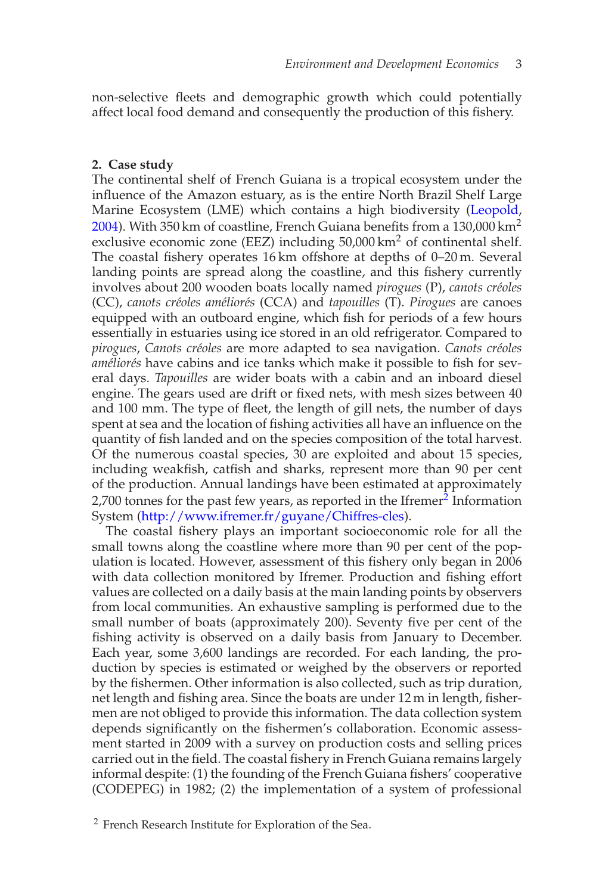non-selective fleets and demographic growth which could potentially affect local food demand and consequently the production of this fishery.

## 2. Case study

The continental shelf of French Guiana is a tropical ecosystem under the influence of the Amazon estuary, as is the entire North Brazil Shelf Large Marine Ecosystem (LME) which contains a high biodiversity (Leopold, 2004). With 350 km of coastline, French Guiana benefits from a 130,000 km$^2$ exclusive economic zone (EEZ) including 50,000 km$^2$ of continental shelf. The coastal fishery operates 16 km offshore at depths of 0–20 m. Several landing points are spread along the coastline, and this fishery currently involves about 200 wooden boats locally named *pirogues* (P), *canots créoles* (CC), *canots créoles améliorés* (CCA) and *tapouilles* (T). *Pirogues* are canoes equipped with an outboard engine, which fish for periods of a few hours essentially in estuaries using ice stored in an old refrigerator. Compared to *pirogues*, *Canots créoles* are more adapted to sea navigation. *Canots créoles améliorés* have cabins and ice tanks which make it possible to fish for several days. *Tapouilles* are wider boats with a cabin and an inboard diesel engine. The gears used are drift or fixed nets, with mesh sizes between 40 and 100 mm. The type of fleet, the length of gill nets, the number of days spent at sea and the location of fishing activities all have an influence on the quantity of fish landed and on the species composition of the total harvest. Of the numerous coastal species, 30 are exploited and about 15 species, including weakfish, catfish and sharks, represent more than 90 per cent of the production. Annual landings have been estimated at approximately 2,700 tonnes for the past few years, as reported in the Ifremer[2] Information System (http://www.ifremer.fr/guyane/Chiffres-cles).

The coastal fishery plays an important socioeconomic role for all the small towns along the coastline where more than 90 per cent of the population is located. However, assessment of this fishery only began in 2006 with data collection monitored by Ifremer. Production and fishing effort values are collected on a daily basis at the main landing points by observers from local communities. An exhaustive sampling is performed due to the small number of boats (approximately 200). Seventy five per cent of the fishing activity is observed on a daily basis from January to December. Each year, some 3,600 landings are recorded. For each landing, the production by species is estimated or weighed by the observers or reported by the fishermen. Other information is also collected, such as trip duration, net length and fishing area. Since the boats are under 12 m in length, fishermen are not obliged to provide this information. The data collection system depends significantly on the fishermen's collaboration. Economic assessment started in 2009 with a survey on production costs and selling prices carried out in the field. The coastal fishery in French Guiana remains largely informal despite: (1) the founding of the French Guiana fishers' cooperative (CODEPEG) in 1982; (2) the implementation of a system of professional

[2] French Research Institute for Exploration of the Sea.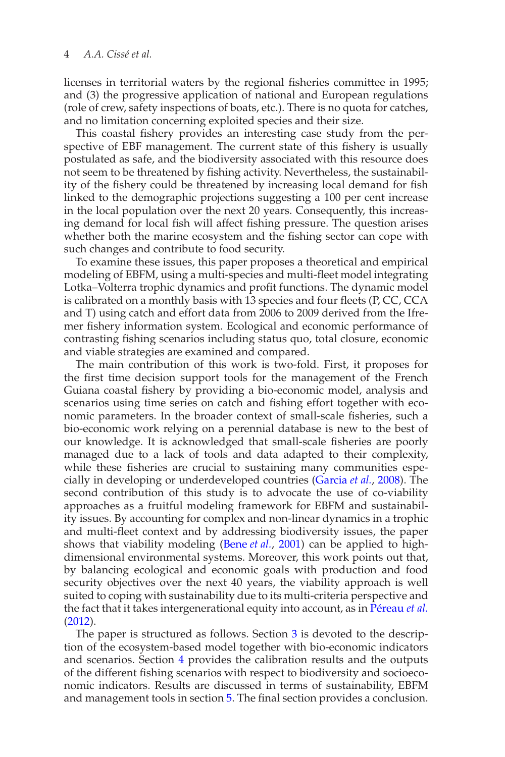licenses in territorial waters by the regional fisheries committee in 1995; and (3) the progressive application of national and European regulations (role of crew, safety inspections of boats, etc.). There is no quota for catches, and no limitation concerning exploited species and their size.

This coastal fishery provides an interesting case study from the perspective of EBF management. The current state of this fishery is usually postulated as safe, and the biodiversity associated with this resource does not seem to be threatened by fishing activity. Nevertheless, the sustainability of the fishery could be threatened by increasing local demand for fish linked to the demographic projections suggesting a 100 per cent increase in the local population over the next 20 years. Consequently, this increasing demand for local fish will affect fishing pressure. The question arises whether both the marine ecosystem and the fishing sector can cope with such changes and contribute to food security.

To examine these issues, this paper proposes a theoretical and empirical modeling of EBFM, using a multi-species and multi-fleet model integrating Lotka–Volterra trophic dynamics and profit functions. The dynamic model is calibrated on a monthly basis with 13 species and four fleets (P, CC, CCA and T) using catch and effort data from 2006 to 2009 derived from the Ifremer fishery information system. Ecological and economic performance of contrasting fishing scenarios including status quo, total closure, economic and viable strategies are examined and compared.

The main contribution of this work is two-fold. First, it proposes for the first time decision support tools for the management of the French Guiana coastal fishery by providing a bio-economic model, analysis and scenarios using time series on catch and fishing effort together with economic parameters. In the broader context of small-scale fisheries, such a bio-economic work relying on a perennial database is new to the best of our knowledge. It is acknowledged that small-scale fisheries are poorly managed due to a lack of tools and data adapted to their complexity, while these fisheries are crucial to sustaining many communities especially in developing or underdeveloped countries (Garcia *et al.*, 2008). The second contribution of this study is to advocate the use of co-viability approaches as a fruitful modeling framework for EBFM and sustainability issues. By accounting for complex and non-linear dynamics in a trophic and multi-fleet context and by addressing biodiversity issues, the paper shows that viability modeling (Bene *et al.*, 2001) can be applied to high-dimensional environmental systems. Moreover, this work points out that, by balancing ecological and economic goals with production and food security objectives over the next 40 years, the viability approach is well suited to coping with sustainability due to its multi-criteria perspective and the fact that it takes intergenerational equity into account, as in Péreau *et al.* (2012).

The paper is structured as follows. Section 3 is devoted to the description of the ecosystem-based model together with bio-economic indicators and scenarios. Section 4 provides the calibration results and the outputs of the different fishing scenarios with respect to biodiversity and socioeconomic indicators. Results are discussed in terms of sustainability, EBFM and management tools in section 5. The final section provides a conclusion.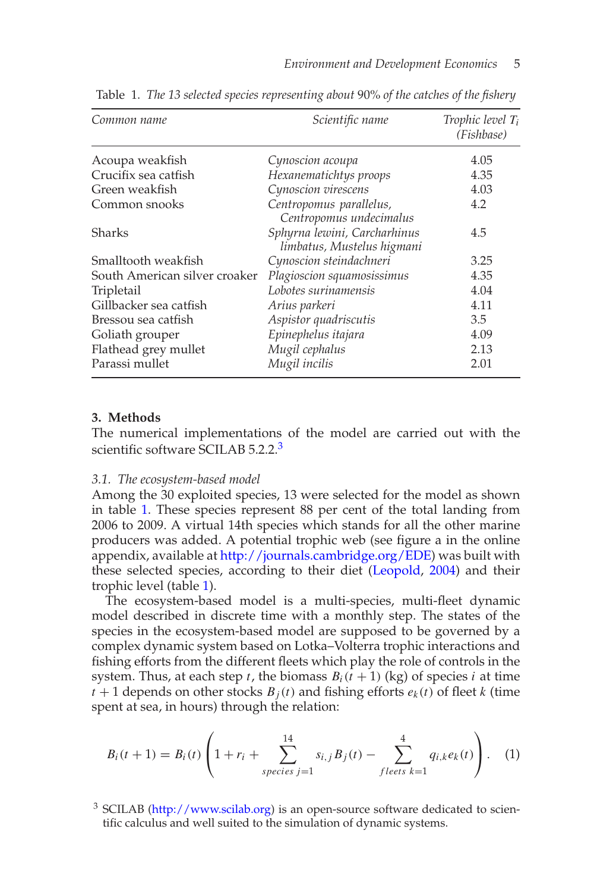Table 1. *The 13 selected species representing about 90% of the catches of the fishery*

| *Common name* | *Scientific name* | *Trophic level $T_i$ (Fishbase)* |
|---|---|---|
| Acoupa weakfish | *Cynoscion acoupa* | 4.05 |
| Crucifix sea catfish | *Hexanematichtys proops* | 4.35 |
| Green weakfish | *Cynoscion virescens* | 4.03 |
| Common snooks | *Centropomus parallelus, Centropomus undecimalus* | 4.2 |
| Sharks | *Sphyrna lewini, Carcharhinus limbatus, Mustelus higmani* | 4.5 |
| Smalltooth weakfish | *Cynoscion steindachneri* | 3.25 |
| South American silver croaker | *Plagioscion squamosissimus* | 4.35 |
| Tripletail | *Lobotes surinamensis* | 4.04 |
| Gillbacker sea catfish | *Arius parkeri* | 4.11 |
| Bressou sea catfish | *Aspistor quadriscutis* | 3.5 |
| Goliath grouper | *Epinephelus itajara* | 4.09 |
| Flathead grey mullet | *Mugil cephalus* | 2.13 |
| Parassi mullet | *Mugil incilis* | 2.01 |

## 3. Methods

The numerical implementations of the model are carried out with the scientific software SCILAB 5.2.2.[3]

### 3.1. *The ecosystem-based model*

Among the 30 exploited species, 13 were selected for the model as shown in table 1. These species represent 88 per cent of the total landing from 2006 to 2009. A virtual 14th species which stands for all the other marine producers was added. A potential trophic web (see figure a in the online appendix, available at http://journals.cambridge.org/EDE) was built with these selected species, according to their diet (Leopold, 2004) and their trophic level (table 1).

The ecosystem-based model is a multi-species, multi-fleet dynamic model described in discrete time with a monthly step. The states of the species in the ecosystem-based model are supposed to be governed by a complex dynamic system based on Lotka–Volterra trophic interactions and fishing efforts from the different fleets which play the role of controls in the system. Thus, at each step $t$, the biomass $B_i(t+1)$ (kg) of species $i$ at time $t+1$ depends on other stocks $B_j(t)$ and fishing efforts $e_k(t)$ of fleet $k$ (time spent at sea, in hours) through the relation:

$$B_i(t+1) = B_i(t)\left(1 + r_i + \sum_{species\ j=1}^{14} s_{i,j}B_j(t) - \sum_{fleets\ k=1}^{4} q_{i,k}e_k(t)\right). \quad (1)$$

[3] SCILAB (http://www.scilab.org) is an open-source software dedicated to scientific calculus and well suited to the simulation of dynamic systems.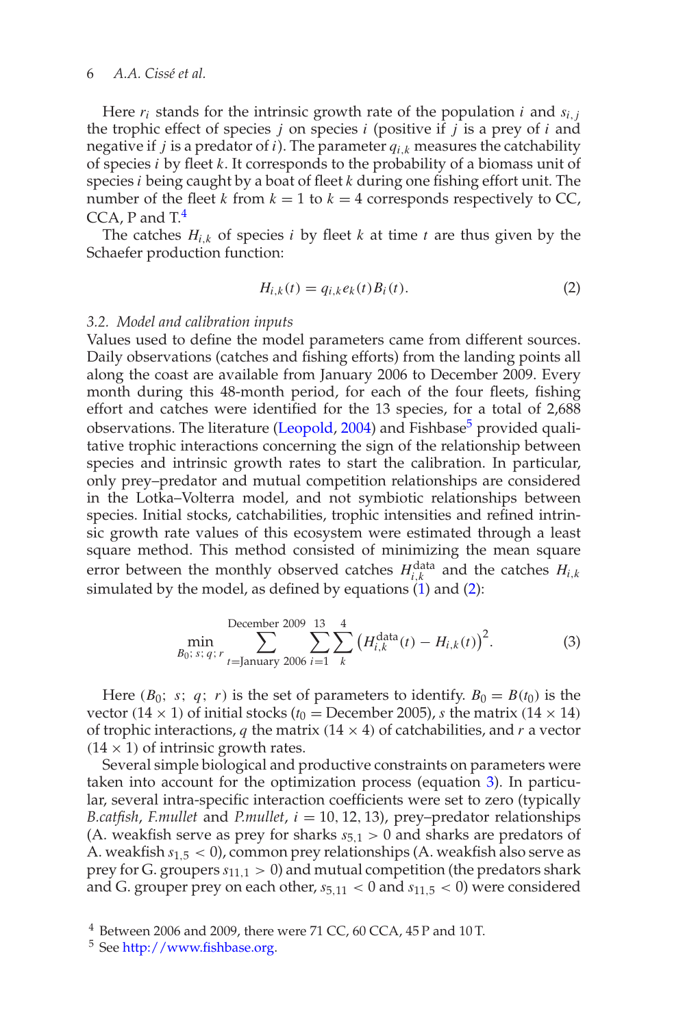Here $r_i$ stands for the intrinsic growth rate of the population $i$ and $s_{i,j}$ the trophic effect of species $j$ on species $i$ (positive if $j$ is a prey of $i$ and negative if $j$ is a predator of $i$). The parameter $q_{i,k}$ measures the catchability of species $i$ by fleet $k$. It corresponds to the probability of a biomass unit of species $i$ being caught by a boat of fleet $k$ during one fishing effort unit. The number of the fleet $k$ from $k = 1$ to $k = 4$ corresponds respectively to CC, CCA, P and T.[4]

The catches $H_{i,k}$ of species $i$ by fleet $k$ at time $t$ are thus given by the Schaefer production function:

$$H_{i,k}(t) = q_{i,k} e_k(t) B_i(t). \tag{2}$$

### 3.2. *Model and calibration inputs*

Values used to define the model parameters came from different sources. Daily observations (catches and fishing efforts) from the landing points all along the coast are available from January 2006 to December 2009. Every month during this 48-month period, for each of the four fleets, fishing effort and catches were identified for the 13 species, for a total of 2,688 observations. The literature (Leopold, 2004) and Fishbase[5] provided qualitative trophic interactions concerning the sign of the relationship between species and intrinsic growth rates to start the calibration. In particular, only prey–predator and mutual competition relationships are considered in the Lotka–Volterra model, and not symbiotic relationships between species. Initial stocks, catchabilities, trophic intensities and refined intrinsic growth rate values of this ecosystem were estimated through a least square method. This method consisted of minimizing the mean square error between the monthly observed catches $H_{i,k}^{\text{data}}$ and the catches $H_{i,k}$ simulated by the model, as defined by equations (1) and (2):

$$\min_{B_0;\, s;\, q;\, r} \sum_{t=\text{January 2006}}^{\text{December 2009}} \sum_{i=1}^{13} \sum_{k}^{4} \left( H_{i,k}^{\text{data}}(t) - H_{i,k}(t) \right)^2. \tag{3}$$

Here $(B_0;\ s;\ q;\ r)$ is the set of parameters to identify. $B_0 = B(t_0)$ is the vector $(14 \times 1)$ of initial stocks ($t_0$ = December 2005), $s$ the matrix $(14 \times 14)$ of trophic interactions, $q$ the matrix $(14 \times 4)$ of catchabilities, and $r$ a vector $(14 \times 1)$ of intrinsic growth rates.

Several simple biological and productive constraints on parameters were taken into account for the optimization process (equation 3). In particular, several intra-specific interaction coefficients were set to zero (typically *B.catfish*, *F.mullet* and *P.mullet*, $i = 10, 12, 13$), prey–predator relationships (A. weakfish serve as prey for sharks $s_{5,1} > 0$ and sharks are predators of A. weakfish $s_{1,5} < 0$), common prey relationships (A. weakfish also serve as prey for G. groupers $s_{11,1} > 0$) and mutual competition (the predators shark and G. grouper prey on each other, $s_{5,11} < 0$ and $s_{11,5} < 0$) were considered

[4] Between 2006 and 2009, there were 71 CC, 60 CCA, 45 P and 10 T.

[5] See http://www.fishbase.org.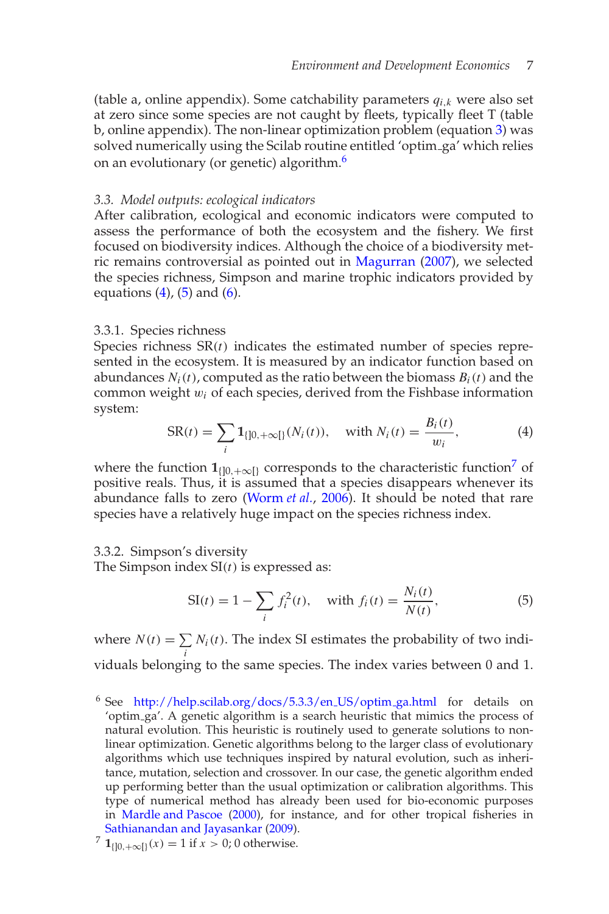(table a, online appendix). Some catchability parameters $q_{i,k}$ were also set at zero since some species are not caught by fleets, typically fleet T (table b, online appendix). The non-linear optimization problem (equation 3) was solved numerically using the Scilab routine entitled 'optim_ga' which relies on an evolutionary (or genetic) algorithm.[6]

### 3.3. Model outputs: ecological indicators

After calibration, ecological and economic indicators were computed to assess the performance of both the ecosystem and the fishery. We first focused on biodiversity indices. Although the choice of a biodiversity metric remains controversial as pointed out in Magurran (2007), we selected the species richness, Simpson and marine trophic indicators provided by equations (4), (5) and (6).

#### 3.3.1. Species richness

Species richness $\mathrm{SR}(t)$ indicates the estimated number of species represented in the ecosystem. It is measured by an indicator function based on abundances $N_i(t)$, computed as the ratio between the biomass $B_i(t)$ and the common weight $w_i$ of each species, derived from the Fishbase information system:

$$\mathrm{SR}(t) = \sum_i \mathbf{1}_{\{]0,+\infty[\}}(N_i(t)), \quad \text{with } N_i(t) = \frac{B_i(t)}{w_i}, \tag{4}$$

where the function $\mathbf{1}_{\{]0,+\infty[\}}$ corresponds to the characteristic function[7] of positive reals. Thus, it is assumed that a species disappears whenever its abundance falls to zero (Worm *et al.*, 2006). It should be noted that rare species have a relatively huge impact on the species richness index.

#### 3.3.2. Simpson's diversity

The Simpson index $\mathrm{SI}(t)$ is expressed as:

$$\mathrm{SI}(t) = 1 - \sum_i f_i^2(t), \quad \text{with } f_i(t) = \frac{N_i(t)}{N(t)}, \tag{5}$$

where $N(t) = \sum_i N_i(t)$. The index SI estimates the probability of two individuals belonging to the same species. The index varies between 0 and 1.

[6] See http://help.scilab.org/docs/5.3.3/en_US/optim_ga.html for details on 'optim_ga'. A genetic algorithm is a search heuristic that mimics the process of natural evolution. This heuristic is routinely used to generate solutions to non-linear optimization. Genetic algorithms belong to the larger class of evolutionary algorithms which use techniques inspired by natural evolution, such as inheritance, mutation, selection and crossover. In our case, the genetic algorithm ended up performing better than the usual optimization or calibration algorithms. This type of numerical method has already been used for bio-economic purposes in Mardle and Pascoe (2000), for instance, and for other tropical fisheries in Sathianandan and Jayasankar (2009).

[7] $\mathbf{1}_{\{]0,+\infty[\}}(x) = 1$ if $x > 0$; 0 otherwise.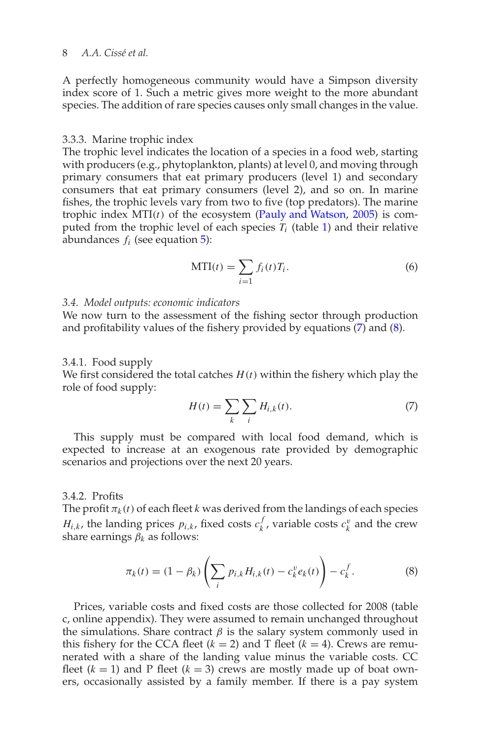A perfectly homogeneous community would have a Simpson diversity index score of 1. Such a metric gives more weight to the more abundant species. The addition of rare species causes only small changes in the value.

#### 3.3.3. Marine trophic index

The trophic level indicates the location of a species in a food web, starting with producers (e.g., phytoplankton, plants) at level 0, and moving through primary consumers that eat primary producers (level 1) and secondary consumers that eat primary consumers (level 2), and so on. In marine fishes, the trophic levels vary from two to five (top predators). The marine trophic index $\mathrm{MTI}(t)$ of the ecosystem (Pauly and Watson, 2005) is computed from the trophic level of each species $T_i$ (table 1) and their relative abundances $f_i$ (see equation 5):

$$\mathrm{MTI}(t) = \sum_{i=1} f_i(t) T_i. \tag{6}$$

### *3.4. Model outputs: economic indicators*

We now turn to the assessment of the fishing sector through production and profitability values of the fishery provided by equations (7) and (8).

#### 3.4.1. Food supply

We first considered the total catches $H(t)$ within the fishery which play the role of food supply:

$$H(t) = \sum_{k} \sum_{i} H_{i,k}(t). \tag{7}$$

This supply must be compared with local food demand, which is expected to increase at an exogenous rate provided by demographic scenarios and projections over the next 20 years.

#### 3.4.2. Profits

The profit $\pi_k(t)$ of each fleet $k$ was derived from the landings of each species $H_{i,k}$, the landing prices $p_{i,k}$, fixed costs $c_k^f$, variable costs $c_k^v$ and the crew share earnings $\beta_k$ as follows:

$$\pi_k(t) = (1 - \beta_k)\left(\sum_{i} p_{i,k} H_{i,k}(t) - c_k^v e_k(t)\right) - c_k^f. \tag{8}$$

Prices, variable costs and fixed costs are those collected for 2008 (table c, online appendix). They were assumed to remain unchanged throughout the simulations. Share contract $\beta$ is the salary system commonly used in this fishery for the CCA fleet ($k = 2$) and T fleet ($k = 4$). Crews are remunerated with a share of the landing value minus the variable costs. CC fleet ($k = 1$) and P fleet ($k = 3$) crews are mostly made up of boat owners, occasionally assisted by a family member. If there is a pay system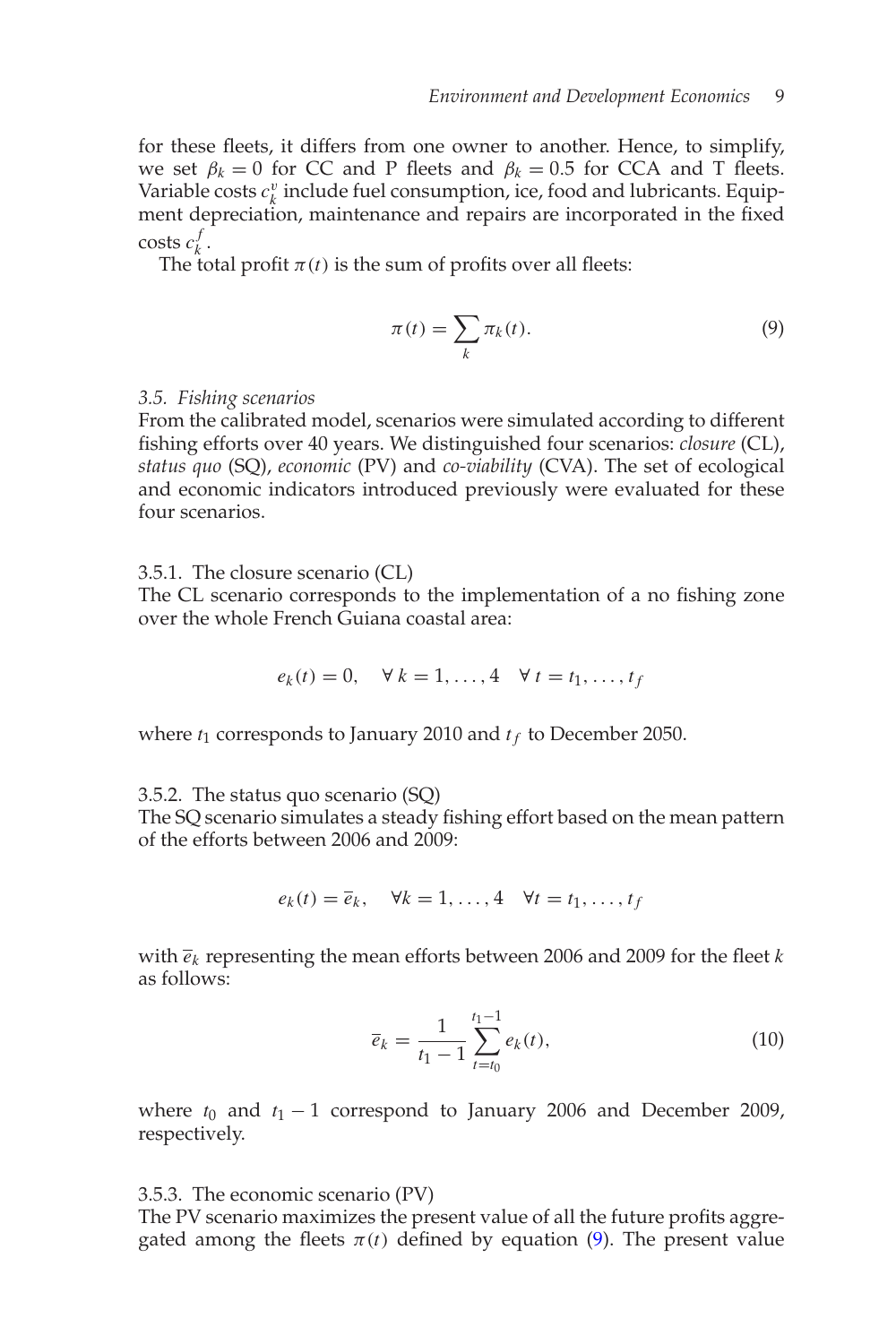for these fleets, it differs from one owner to another. Hence, to simplify, we set $\beta_k = 0$ for CC and P fleets and $\beta_k = 0.5$ for CCA and T fleets. Variable costs $c_k^v$ include fuel consumption, ice, food and lubricants. Equipment depreciation, maintenance and repairs are incorporated in the fixed costs $c_k^f$.

The total profit $\pi(t)$ is the sum of profits over all fleets:

$$\pi(t) = \sum_k \pi_k(t). \tag{9}$$

### 3.5. *Fishing scenarios*

From the calibrated model, scenarios were simulated according to different fishing efforts over 40 years. We distinguished four scenarios: *closure* (CL), *status quo* (SQ), *economic* (PV) and *co-viability* (CVA). The set of ecological and economic indicators introduced previously were evaluated for these four scenarios.

#### 3.5.1. The closure scenario (CL)

The CL scenario corresponds to the implementation of a no fishing zone over the whole French Guiana coastal area:

$$e_k(t) = 0, \quad \forall\, k = 1, \ldots, 4 \quad \forall\, t = t_1, \ldots, t_f$$

where $t_1$ corresponds to January 2010 and $t_f$ to December 2050.

#### 3.5.2. The status quo scenario (SQ)

The SQ scenario simulates a steady fishing effort based on the mean pattern of the efforts between 2006 and 2009:

$$e_k(t) = \overline{e}_k, \quad \forall k = 1, \ldots, 4 \quad \forall t = t_1, \ldots, t_f$$

with $\overline{e}_k$ representing the mean efforts between 2006 and 2009 for the fleet $k$ as follows:

$$\overline{e}_k = \frac{1}{t_1 - 1} \sum_{t=t_0}^{t_1 - 1} e_k(t), \tag{10}$$

where $t_0$ and $t_1 - 1$ correspond to January 2006 and December 2009, respectively.

#### 3.5.3. The economic scenario (PV)

The PV scenario maximizes the present value of all the future profits aggregated among the fleets $\pi(t)$ defined by equation (9). The present value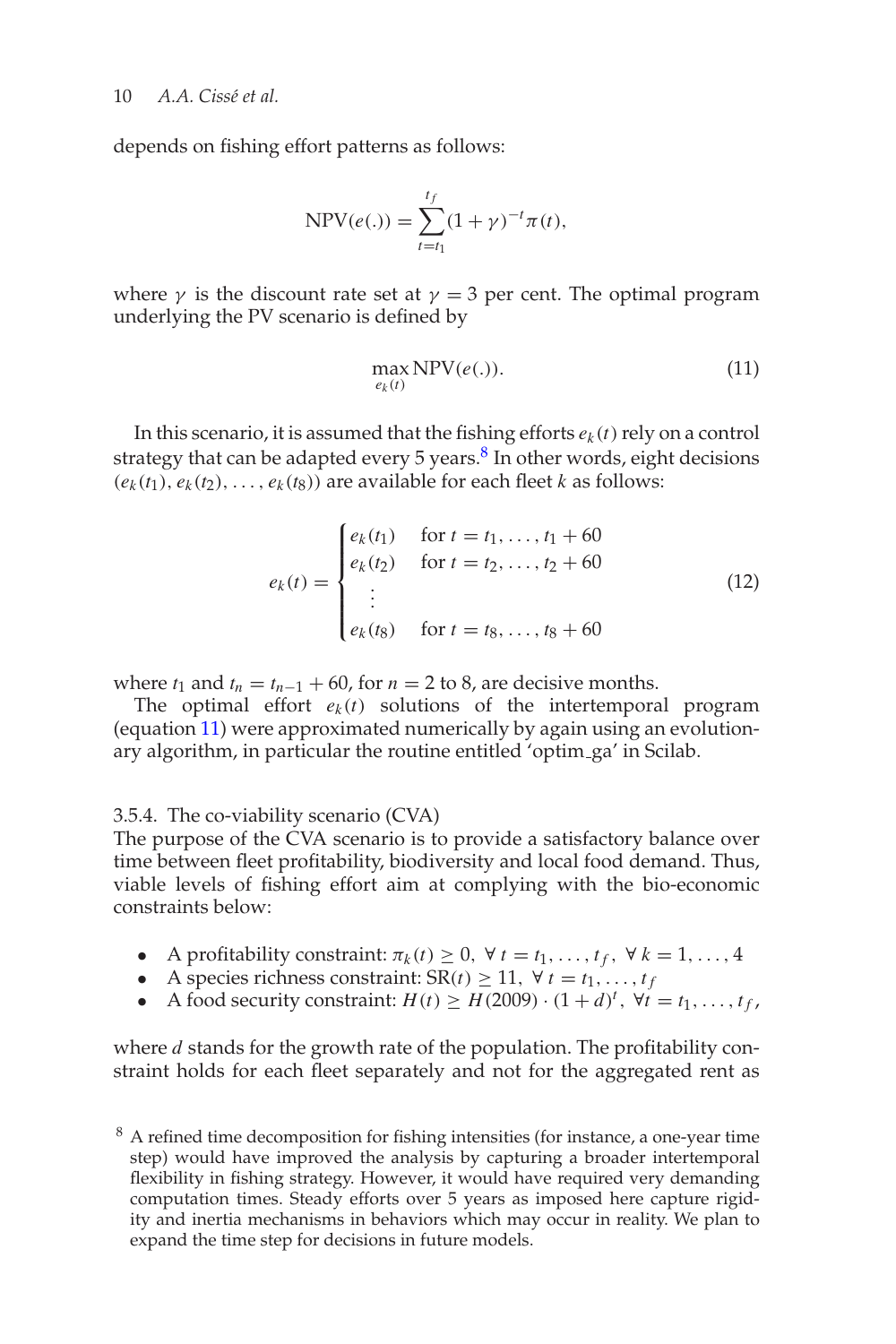depends on fishing effort patterns as follows:

$$\text{NPV}(e(.)) = \sum_{t=t_1}^{t_f} (1+\gamma)^{-t} \pi(t),$$

where $\gamma$ is the discount rate set at $\gamma = 3$ per cent. The optimal program underlying the PV scenario is defined by

$$\max_{e_k(t)} \text{NPV}(e(.)). \tag{11}$$

In this scenario, it is assumed that the fishing efforts $e_k(t)$ rely on a control strategy that can be adapted every 5 years.[8] In other words, eight decisions $(e_k(t_1), e_k(t_2), \ldots, e_k(t_8))$ are available for each fleet $k$ as follows:

$$e_k(t) = \begin{cases} e_k(t_1) & \text{for } t = t_1, \ldots, t_1 + 60 \\ e_k(t_2) & \text{for } t = t_2, \ldots, t_2 + 60 \\ \vdots & \\ e_k(t_8) & \text{for } t = t_8, \ldots, t_8 + 60 \end{cases} \tag{12}$$

where $t_1$ and $t_n = t_{n-1} + 60$, for $n = 2$ to 8, are decisive months.

The optimal effort $e_k(t)$ solutions of the intertemporal program (equation 11) were approximated numerically by again using an evolutionary algorithm, in particular the routine entitled 'optim_ga' in Scilab.

#### 3.5.4. The co-viability scenario (CVA)

The purpose of the CVA scenario is to provide a satisfactory balance over time between fleet profitability, biodiversity and local food demand. Thus, viable levels of fishing effort aim at complying with the bio-economic constraints below:

- A profitability constraint: $\pi_k(t) \geq 0, \ \forall \, t = t_1, \ldots, t_f, \ \forall \, k = 1, \ldots, 4$
- A species richness constraint: $\text{SR}(t) \geq 11, \ \forall \, t = t_1, \ldots, t_f$
- A food security constraint: $H(t) \geq H(2009) \cdot (1+d)^t, \ \forall t = t_1, \ldots, t_f,$

where $d$ stands for the growth rate of the population. The profitability constraint holds for each fleet separately and not for the aggregated rent as

[8] A refined time decomposition for fishing intensities (for instance, a one-year time step) would have improved the analysis by capturing a broader intertemporal flexibility in fishing strategy. However, it would have required very demanding computation times. Steady efforts over 5 years as imposed here capture rigidity and inertia mechanisms in behaviors which may occur in reality. We plan to expand the time step for decisions in future models.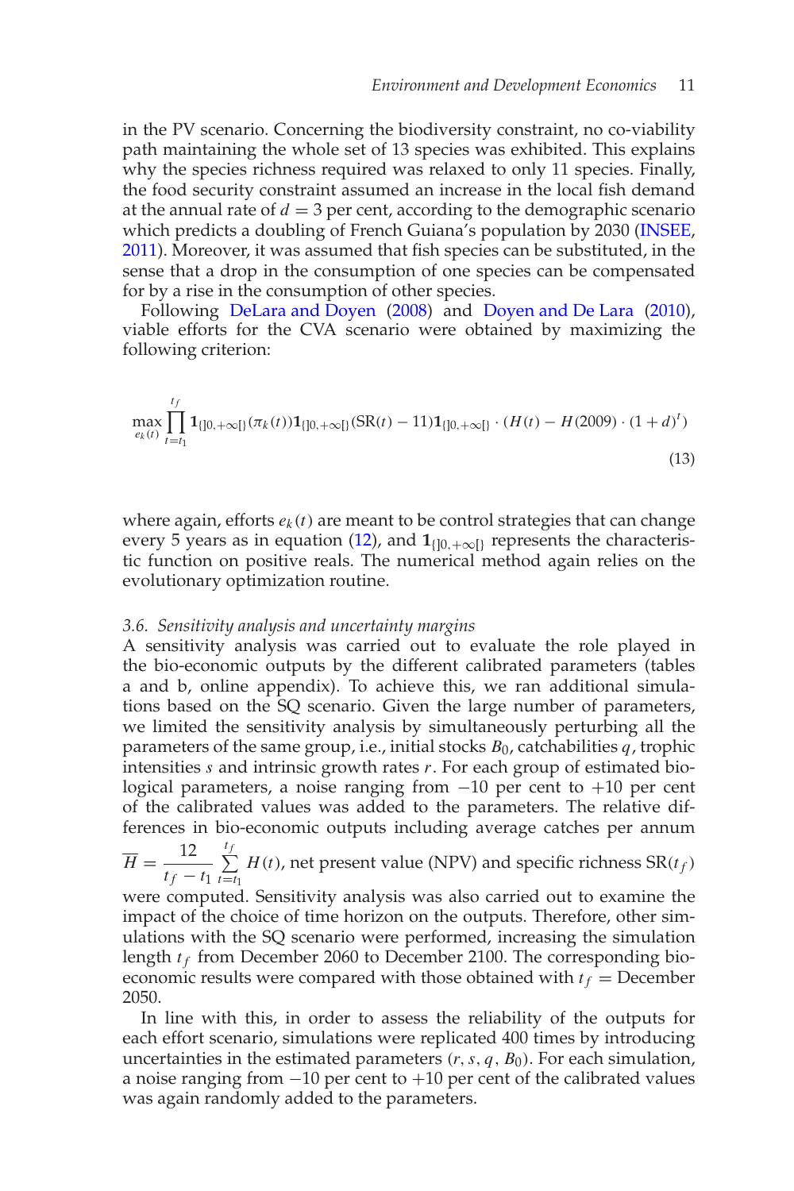in the PV scenario. Concerning the biodiversity constraint, no co-viability path maintaining the whole set of 13 species was exhibited. This explains why the species richness required was relaxed to only 11 species. Finally, the food security constraint assumed an increase in the local fish demand at the annual rate of $d = 3$ per cent, according to the demographic scenario which predicts a doubling of French Guiana's population by 2030 (INSEE, 2011). Moreover, it was assumed that fish species can be substituted, in the sense that a drop in the consumption of one species can be compensated for by a rise in the consumption of other species.

Following DeLara and Doyen (2008) and Doyen and De Lara (2010), viable efforts for the CVA scenario were obtained by maximizing the following criterion:

$$\max_{e_k(t)} \prod_{t=t_1}^{t_f} \mathbf{1}_{\{]0,+\infty[\}}(\pi_k(t))\mathbf{1}_{\{]0,+\infty[\}}(\mathrm{SR}(t) - 11)\mathbf{1}_{\{]0,+\infty[\}} \cdot (H(t) - H(2009) \cdot (1+d)^t) \tag{13}$$

where again, efforts $e_k(t)$ are meant to be control strategies that can change every 5 years as in equation (12), and $\mathbf{1}_{\{]0,+\infty[\}}$ represents the characteristic function on positive reals. The numerical method again relies on the evolutionary optimization routine.

### *3.6. Sensitivity analysis and uncertainty margins*

A sensitivity analysis was carried out to evaluate the role played in the bio-economic outputs by the different calibrated parameters (tables a and b, online appendix). To achieve this, we ran additional simulations based on the SQ scenario. Given the large number of parameters, we limited the sensitivity analysis by simultaneously perturbing all the parameters of the same group, i.e., initial stocks $B_0$, catchabilities $q$, trophic intensities $s$ and intrinsic growth rates $r$. For each group of estimated biological parameters, a noise ranging from $-10$ per cent to $+10$ per cent of the calibrated values was added to the parameters. The relative differences in bio-economic outputs including average catches per annum $\overline{H} = \frac{12}{t_f - t_1} \sum_{t=t_1}^{t_f} H(t)$, net present value (NPV) and specific richness $\mathrm{SR}(t_f)$ were computed. Sensitivity analysis was also carried out to examine the impact of the choice of time horizon on the outputs. Therefore, other simulations with the SQ scenario were performed, increasing the simulation length $t_f$ from December 2060 to December 2100. The corresponding bio-economic results were compared with those obtained with $t_f =$ December 2050.

In line with this, in order to assess the reliability of the outputs for each effort scenario, simulations were replicated 400 times by introducing uncertainties in the estimated parameters $(r, s, q, B_0)$. For each simulation, a noise ranging from $-10$ per cent to $+10$ per cent of the calibrated values was again randomly added to the parameters.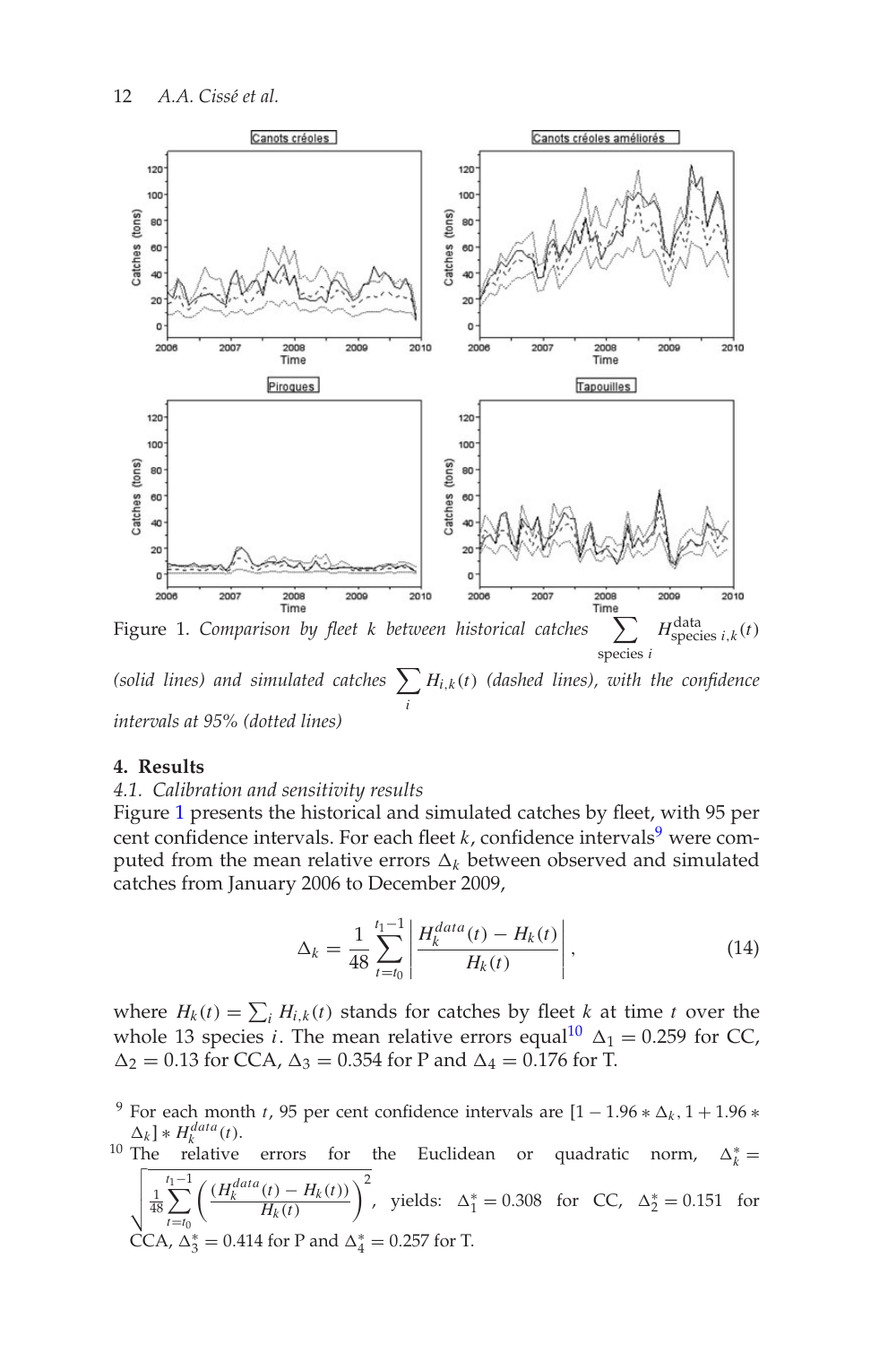Figure 1. *Comparison by fleet k between historical catches* $\sum_{\text{species } i} H^{\text{data}}_{\text{species } i,k}(t)$ *(solid lines) and simulated catches* $\sum_i H_{i,k}(t)$ *(dashed lines), with the confidence intervals at 95% (dotted lines)*

## 4. Results

### 4.1. Calibration and sensitivity results

Figure 1 presents the historical and simulated catches by fleet, with 95 per cent confidence intervals. For each fleet $k$, confidence intervals[9] were computed from the mean relative errors $\Delta_k$ between observed and simulated catches from January 2006 to December 2009,

$$\Delta_k = \frac{1}{48} \sum_{t=t_0}^{t_1 - 1} \left| \frac{H_k^{data}(t) - H_k(t)}{H_k(t)} \right|, \tag{14}$$

where $H_k(t) = \sum_i H_{i,k}(t)$ stands for catches by fleet $k$ at time $t$ over the whole 13 species $i$. The mean relative errors equal[10] $\Delta_1 = 0.259$ for CC, $\Delta_2 = 0.13$ for CCA, $\Delta_3 = 0.354$ for P and $\Delta_4 = 0.176$ for T.

---

[9] For each month $t$, 95 per cent confidence intervals are $[1 - 1.96 * \Delta_k, 1 + 1.96 * \Delta_k] * H_k^{data}(t)$.

[10] The relative errors for the Euclidean or quadratic norm, $\Delta_k^* = \sqrt{\frac{1}{48} \sum_{t=t_0}^{t_1 - 1} \left( \frac{(H_k^{data}(t) - H_k(t))}{H_k(t)} \right)^2}$, yields: $\Delta_1^* = 0.308$ for CC, $\Delta_2^* = 0.151$ for CCA, $\Delta_3^* = 0.414$ for P and $\Delta_4^* = 0.257$ for T.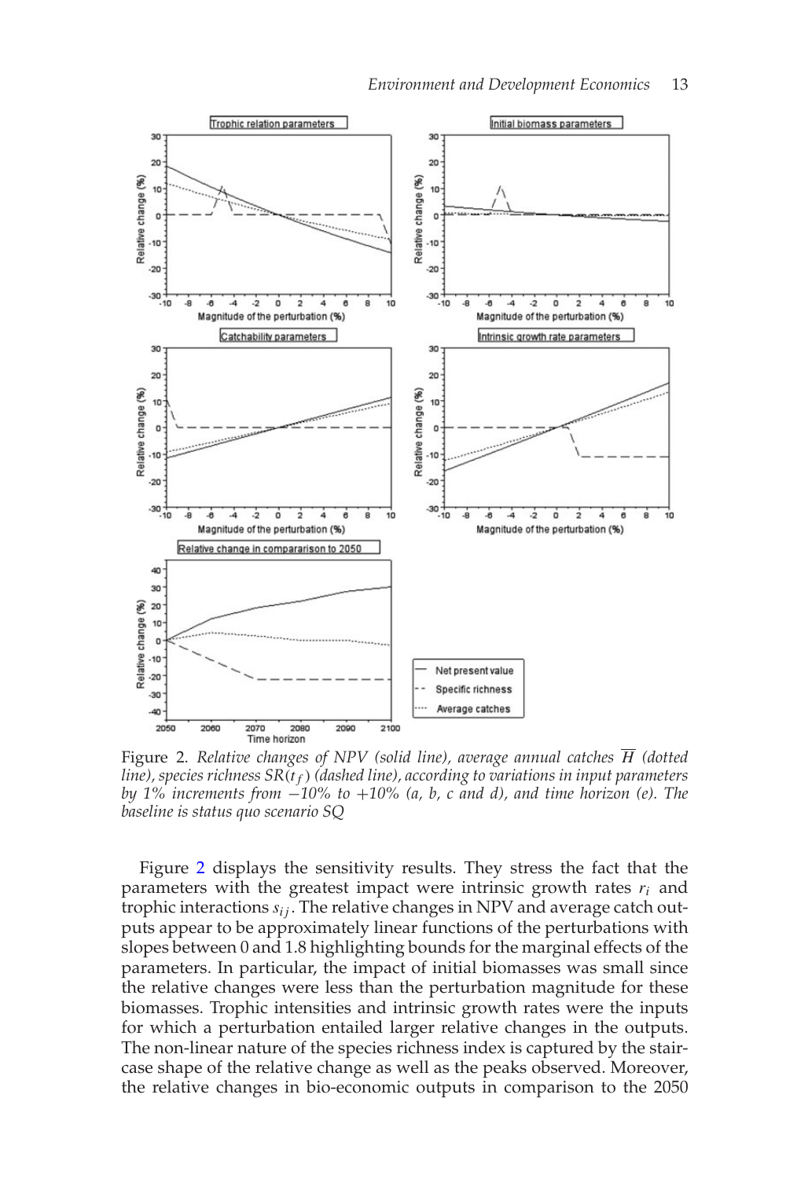Figure 2. *Relative changes of NPV (solid line), average annual catches $\overline{H}$ (dotted line), species richness $SR(t_f)$ (dashed line), according to variations in input parameters by 1% increments from −10% to +10% (a, b, c and d), and time horizon (e). The baseline is status quo scenario SQ*

Figure 2 displays the sensitivity results. They stress the fact that the parameters with the greatest impact were intrinsic growth rates $r_i$ and trophic interactions $s_{ij}$. The relative changes in NPV and average catch outputs appear to be approximately linear functions of the perturbations with slopes between 0 and 1.8 highlighting bounds for the marginal effects of the parameters. In particular, the impact of initial biomasses was small since the relative changes were less than the perturbation magnitude for these biomasses. Trophic intensities and intrinsic growth rates were the inputs for which a perturbation entailed larger relative changes in the outputs. The non-linear nature of the species richness index is captured by the staircase shape of the relative change as well as the peaks observed. Moreover, the relative changes in bio-economic outputs in comparison to the 2050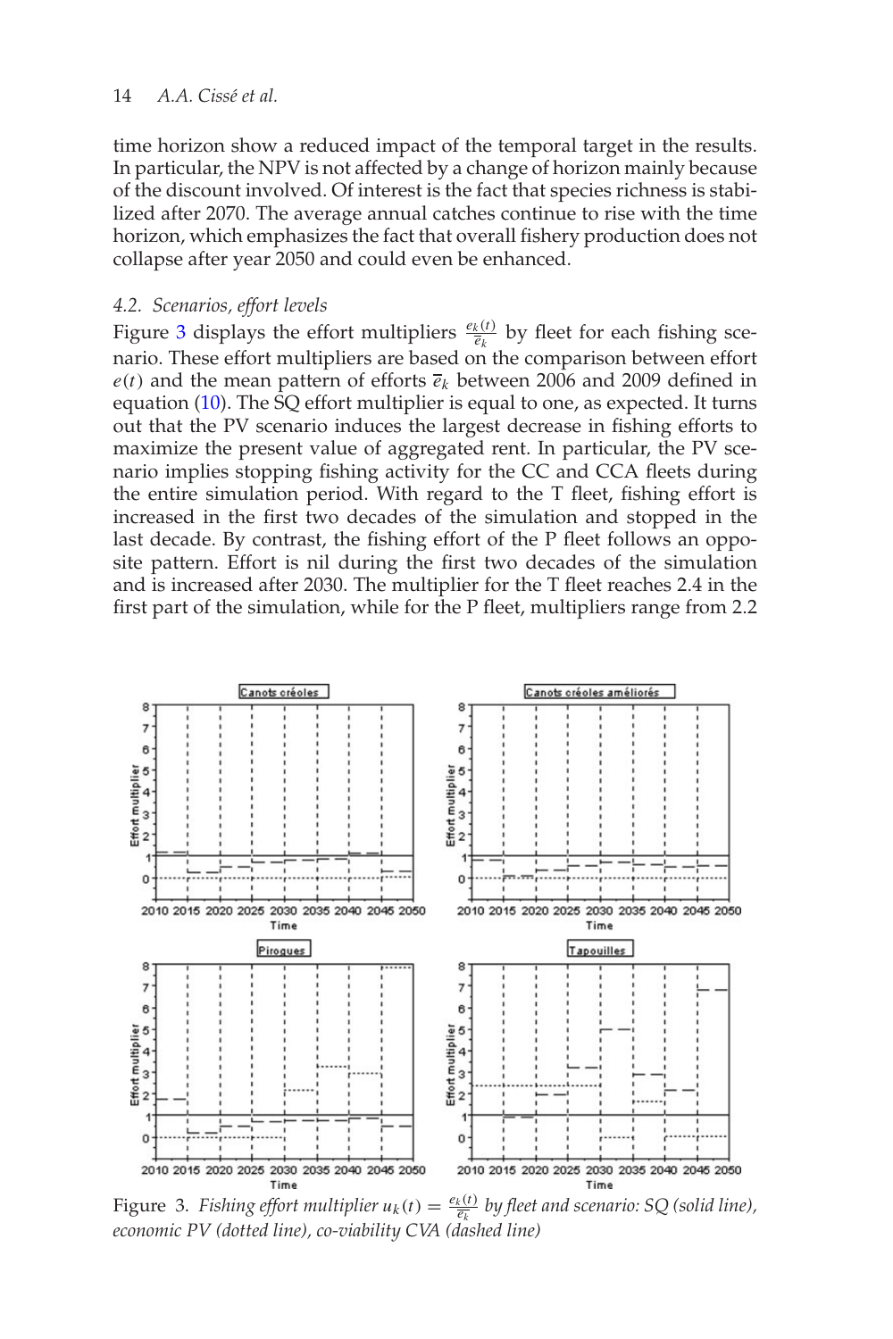time horizon show a reduced impact of the temporal target in the results. In particular, the NPV is not affected by a change of horizon mainly because of the discount involved. Of interest is the fact that species richness is stabilized after 2070. The average annual catches continue to rise with the time horizon, which emphasizes the fact that overall fishery production does not collapse after year 2050 and could even be enhanced.

### 4.2. Scenarios, effort levels

Figure 3 displays the effort multipliers $\frac{e_k(t)}{\overline{e}_k}$ by fleet for each fishing scenario. These effort multipliers are based on the comparison between effort $e(t)$ and the mean pattern of efforts $\overline{e}_k$ between 2006 and 2009 defined in equation (10). The SQ effort multiplier is equal to one, as expected. It turns out that the PV scenario induces the largest decrease in fishing efforts to maximize the present value of aggregated rent. In particular, the PV scenario implies stopping fishing activity for the CC and CCA fleets during the entire simulation period. With regard to the T fleet, fishing effort is increased in the first two decades of the simulation and stopped in the last decade. By contrast, the fishing effort of the P fleet follows an opposite pattern. Effort is nil during the first two decades of the simulation and is increased after 2030. The multiplier for the T fleet reaches 2.4 in the first part of the simulation, while for the P fleet, multipliers range from 2.2

Figure 3. *Fishing effort multiplier* $u_k(t) = \frac{e_k(t)}{\overline{e}_k}$ *by fleet and scenario: SQ (solid line), economic PV (dotted line), co-viability CVA (dashed line)*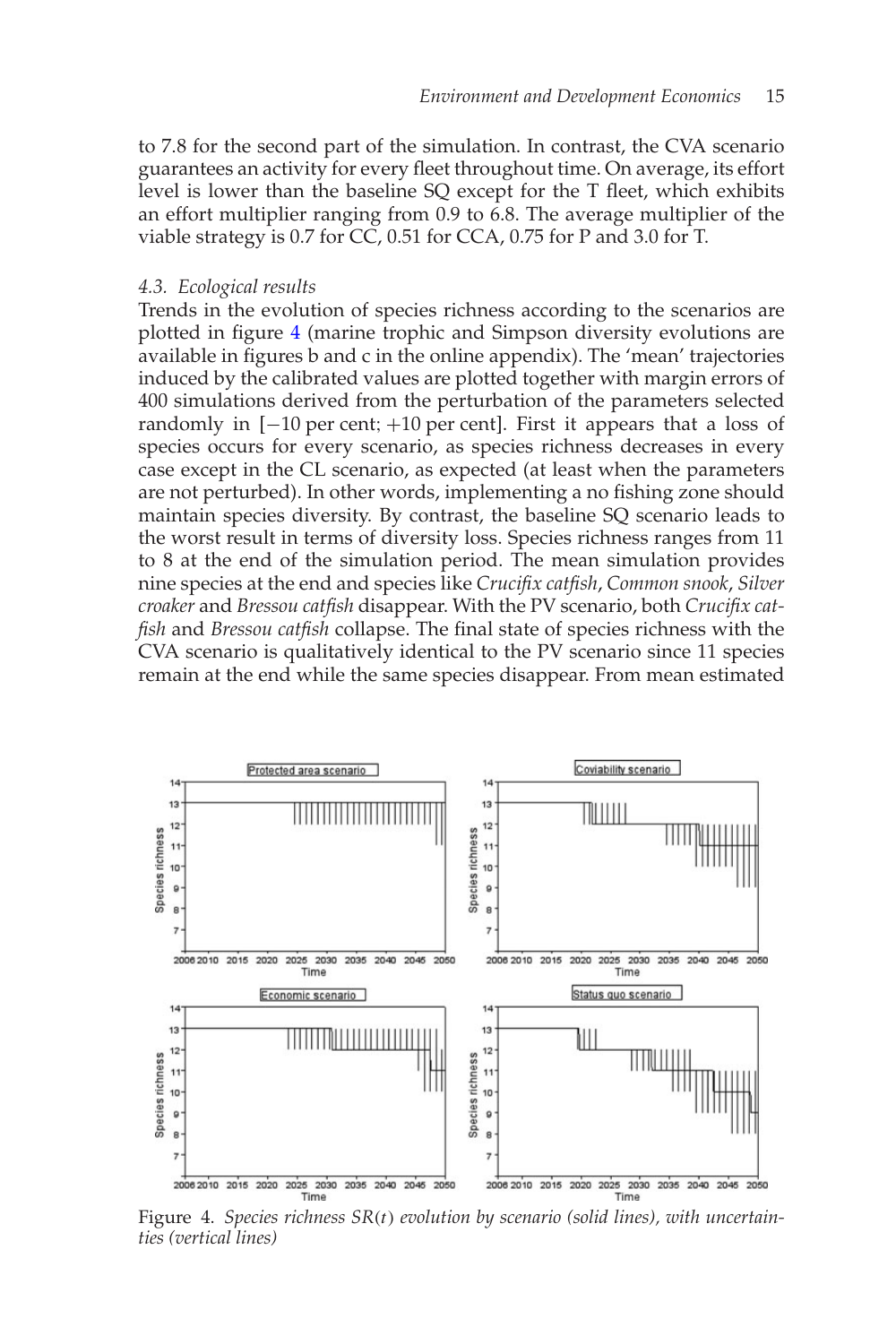to 7.8 for the second part of the simulation. In contrast, the CVA scenario guarantees an activity for every fleet throughout time. On average, its effort level is lower than the baseline SQ except for the T fleet, which exhibits an effort multiplier ranging from 0.9 to 6.8. The average multiplier of the viable strategy is 0.7 for CC, 0.51 for CCA, 0.75 for P and 3.0 for T.

### 4.3. Ecological results

Trends in the evolution of species richness according to the scenarios are plotted in figure 4 (marine trophic and Simpson diversity evolutions are available in figures b and c in the online appendix). The 'mean' trajectories induced by the calibrated values are plotted together with margin errors of 400 simulations derived from the perturbation of the parameters selected randomly in [−10 per cent; +10 per cent]. First it appears that a loss of species occurs for every scenario, as species richness decreases in every case except in the CL scenario, as expected (at least when the parameters are not perturbed). In other words, implementing a no fishing zone should maintain species diversity. By contrast, the baseline SQ scenario leads to the worst result in terms of diversity loss. Species richness ranges from 11 to 8 at the end of the simulation period. The mean simulation provides nine species at the end and species like *Crucifix catfish*, *Common snook*, *Silver croaker* and *Bressou catfish* disappear. With the PV scenario, both *Crucifix catfish* and *Bressou catfish* collapse. The final state of species richness with the CVA scenario is qualitatively identical to the PV scenario since 11 species remain at the end while the same species disappear. From mean estimated

Figure 4. *Species richness $SR(t)$ evolution by scenario (solid lines), with uncertainties (vertical lines)*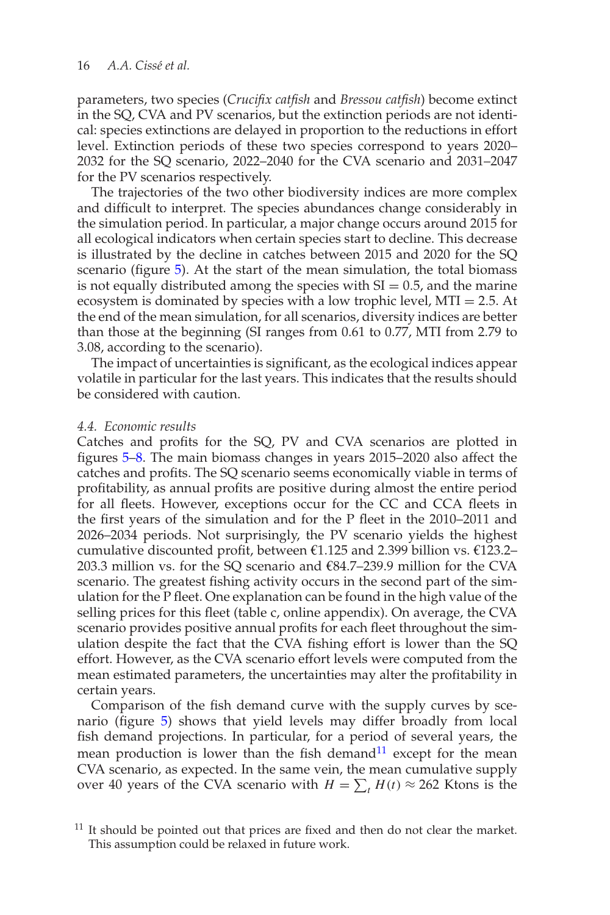parameters, two species (*Crucifix catfish* and *Bressou catfish*) become extinct in the SQ, CVA and PV scenarios, but the extinction periods are not identical: species extinctions are delayed in proportion to the reductions in effort level. Extinction periods of these two species correspond to years 2020–2032 for the SQ scenario, 2022–2040 for the CVA scenario and 2031–2047 for the PV scenarios respectively.

The trajectories of the two other biodiversity indices are more complex and difficult to interpret. The species abundances change considerably in the simulation period. In particular, a major change occurs around 2015 for all ecological indicators when certain species start to decline. This decrease is illustrated by the decline in catches between 2015 and 2020 for the SQ scenario (figure 5). At the start of the mean simulation, the total biomass is not equally distributed among the species with $\mathrm{SI} = 0.5$, and the marine ecosystem is dominated by species with a low trophic level, $\mathrm{MTI} = 2.5$. At the end of the mean simulation, for all scenarios, diversity indices are better than those at the beginning (SI ranges from 0.61 to 0.77, MTI from 2.79 to 3.08, according to the scenario).

The impact of uncertainties is significant, as the ecological indices appear volatile in particular for the last years. This indicates that the results should be considered with caution.

### *4.4. Economic results*

Catches and profits for the SQ, PV and CVA scenarios are plotted in figures 5–8. The main biomass changes in years 2015–2020 also affect the catches and profits. The SQ scenario seems economically viable in terms of profitability, as annual profits are positive during almost the entire period for all fleets. However, exceptions occur for the CC and CCA fleets in the first years of the simulation and for the P fleet in the 2010–2011 and 2026–2034 periods. Not surprisingly, the PV scenario yields the highest cumulative discounted profit, between €1.125 and 2.399 billion vs. €123.2–203.3 million vs. for the SQ scenario and €84.7–239.9 million for the CVA scenario. The greatest fishing activity occurs in the second part of the simulation for the P fleet. One explanation can be found in the high value of the selling prices for this fleet (table c, online appendix). On average, the CVA scenario provides positive annual profits for each fleet throughout the simulation despite the fact that the CVA fishing effort is lower than the SQ effort. However, as the CVA scenario effort levels were computed from the mean estimated parameters, the uncertainties may alter the profitability in certain years.

Comparison of the fish demand curve with the supply curves by scenario (figure 5) shows that yield levels may differ broadly from local fish demand projections. In particular, for a period of several years, the mean production is lower than the fish demand[11] except for the mean CVA scenario, as expected. In the same vein, the mean cumulative supply over 40 years of the CVA scenario with $H = \sum_t H(t) \approx 262$ Ktons is the

[11] It should be pointed out that prices are fixed and then do not clear the market. This assumption could be relaxed in future work.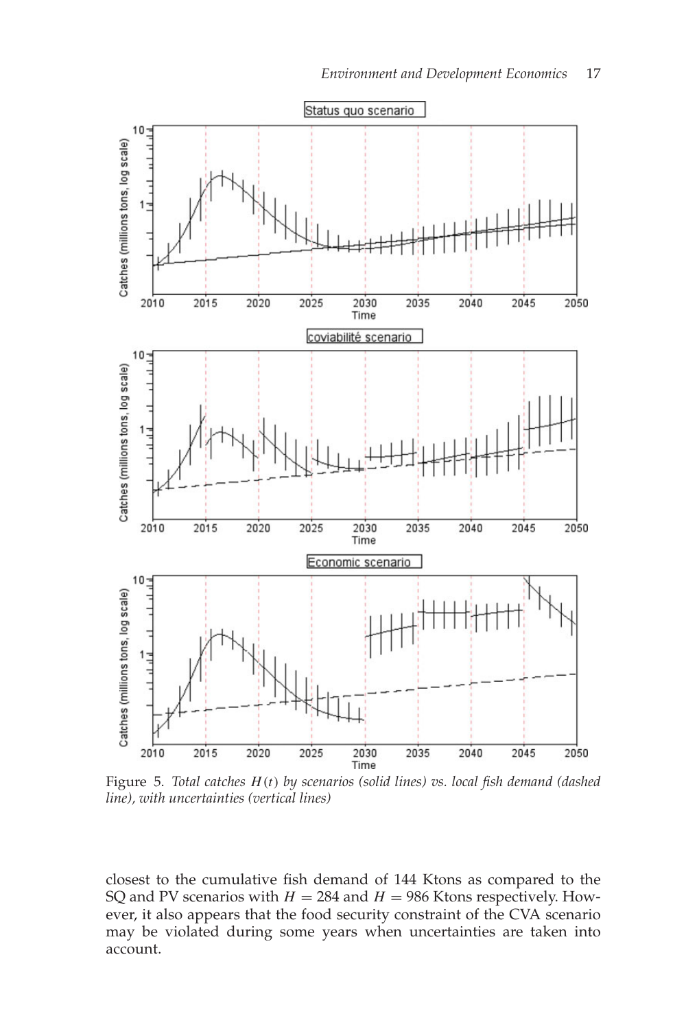Figure 5. *Total catches $H(t)$ by scenarios (solid lines) vs. local fish demand (dashed line), with uncertainties (vertical lines)*

closest to the cumulative fish demand of 144 Ktons as compared to the SQ and PV scenarios with $H = 284$ and $H = 986$ Ktons respectively. However, it also appears that the food security constraint of the CVA scenario may be violated during some years when uncertainties are taken into account.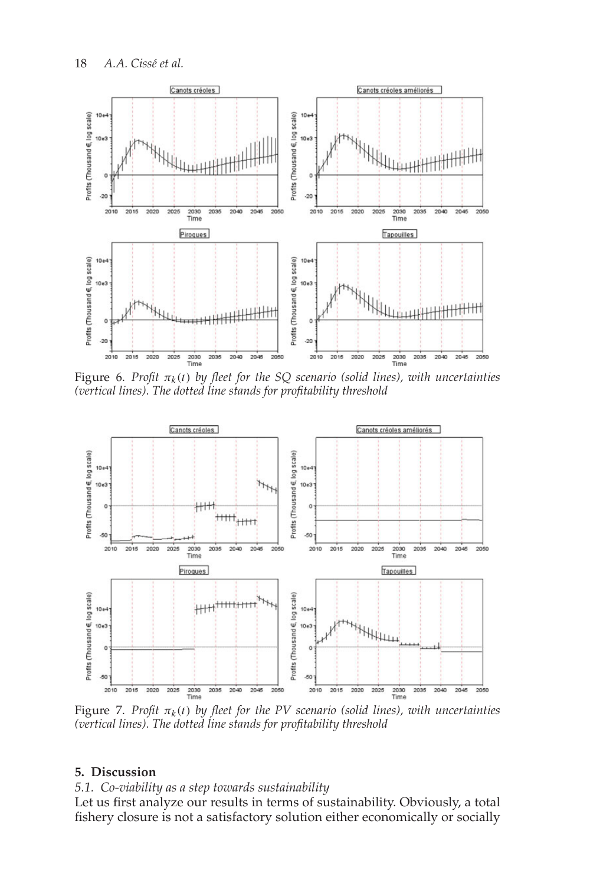Figure 6. *Profit $\pi_k(t)$ by fleet for the SQ scenario (solid lines), with uncertainties (vertical lines). The dotted line stands for profitability threshold*

Figure 7. *Profit $\pi_k(t)$ by fleet for the PV scenario (solid lines), with uncertainties (vertical lines). The dotted line stands for profitability threshold*

## 5. Discussion

### *5.1. Co-viability as a step towards sustainability*

Let us first analyze our results in terms of sustainability. Obviously, a total fishery closure is not a satisfactory solution either economically or socially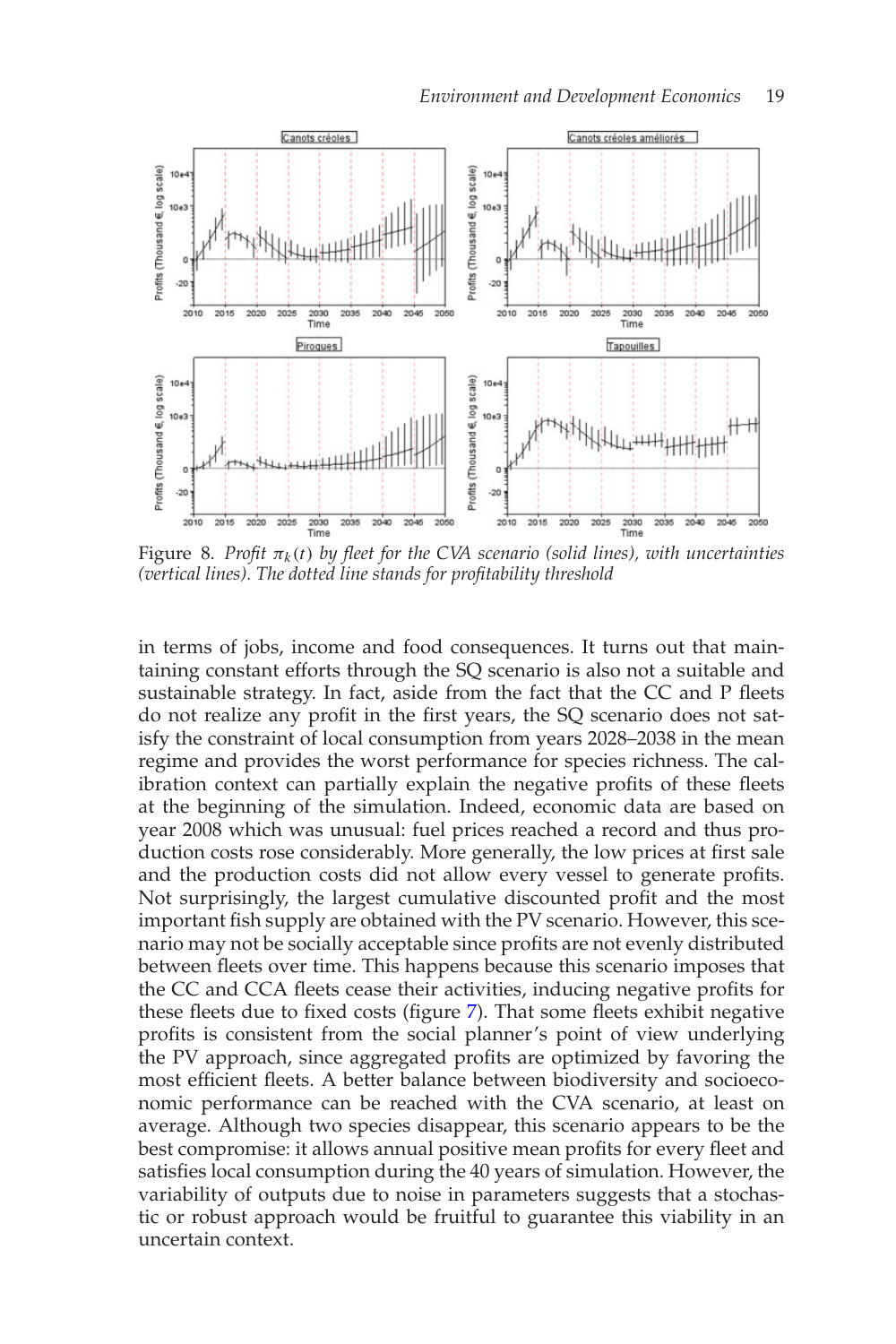Figure 8. *Profit $\pi_k(t)$ by fleet for the CVA scenario (solid lines), with uncertainties (vertical lines). The dotted line stands for profitability threshold*

in terms of jobs, income and food consequences. It turns out that maintaining constant efforts through the SQ scenario is also not a suitable and sustainable strategy. In fact, aside from the fact that the CC and P fleets do not realize any profit in the first years, the SQ scenario does not satisfy the constraint of local consumption from years 2028–2038 in the mean regime and provides the worst performance for species richness. The calibration context can partially explain the negative profits of these fleets at the beginning of the simulation. Indeed, economic data are based on year 2008 which was unusual: fuel prices reached a record and thus production costs rose considerably. More generally, the low prices at first sale and the production costs did not allow every vessel to generate profits. Not surprisingly, the largest cumulative discounted profit and the most important fish supply are obtained with the PV scenario. However, this scenario may not be socially acceptable since profits are not evenly distributed between fleets over time. This happens because this scenario imposes that the CC and CCA fleets cease their activities, inducing negative profits for these fleets due to fixed costs (figure 7). That some fleets exhibit negative profits is consistent from the social planner's point of view underlying the PV approach, since aggregated profits are optimized by favoring the most efficient fleets. A better balance between biodiversity and socioeconomic performance can be reached with the CVA scenario, at least on average. Although two species disappear, this scenario appears to be the best compromise: it allows annual positive mean profits for every fleet and satisfies local consumption during the 40 years of simulation. However, the variability of outputs due to noise in parameters suggests that a stochastic or robust approach would be fruitful to guarantee this viability in an uncertain context.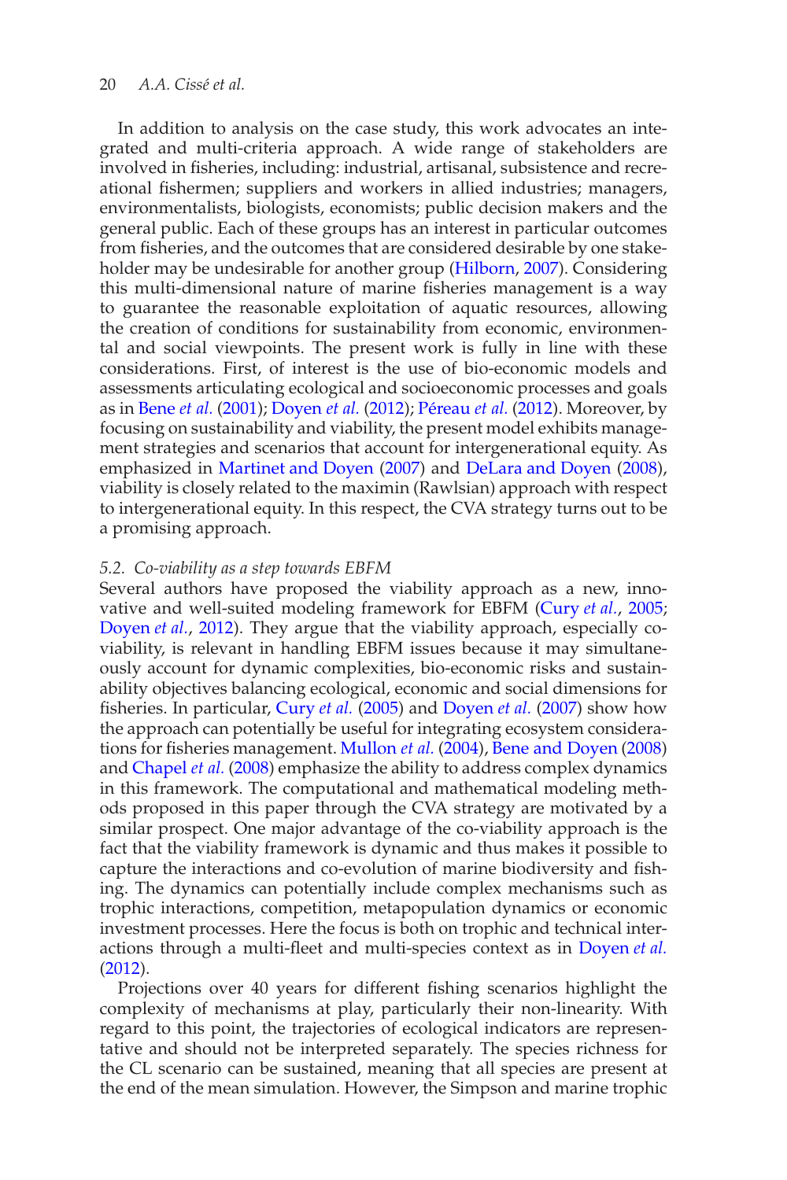In addition to analysis on the case study, this work advocates an integrated and multi-criteria approach. A wide range of stakeholders are involved in fisheries, including: industrial, artisanal, subsistence and recreational fishermen; suppliers and workers in allied industries; managers, environmentalists, biologists, economists; public decision makers and the general public. Each of these groups has an interest in particular outcomes from fisheries, and the outcomes that are considered desirable by one stakeholder may be undesirable for another group (Hilborn, 2007). Considering this multi-dimensional nature of marine fisheries management is a way to guarantee the reasonable exploitation of aquatic resources, allowing the creation of conditions for sustainability from economic, environmental and social viewpoints. The present work is fully in line with these considerations. First, of interest is the use of bio-economic models and assessments articulating ecological and socioeconomic processes and goals as in Bene *et al.* (2001); Doyen *et al.* (2012); Péreau *et al.* (2012). Moreover, by focusing on sustainability and viability, the present model exhibits management strategies and scenarios that account for intergenerational equity. As emphasized in Martinet and Doyen (2007) and DeLara and Doyen (2008), viability is closely related to the maximin (Rawlsian) approach with respect to intergenerational equity. In this respect, the CVA strategy turns out to be a promising approach.

### *5.2. Co-viability as a step towards EBFM*

Several authors have proposed the viability approach as a new, innovative and well-suited modeling framework for EBFM (Cury *et al.*, 2005; Doyen *et al.*, 2012). They argue that the viability approach, especially co-viability, is relevant in handling EBFM issues because it may simultaneously account for dynamic complexities, bio-economic risks and sustainability objectives balancing ecological, economic and social dimensions for fisheries. In particular, Cury *et al.* (2005) and Doyen *et al.* (2007) show how the approach can potentially be useful for integrating ecosystem considerations for fisheries management. Mullon *et al.* (2004), Bene and Doyen (2008) and Chapel *et al.* (2008) emphasize the ability to address complex dynamics in this framework. The computational and mathematical modeling methods proposed in this paper through the CVA strategy are motivated by a similar prospect. One major advantage of the co-viability approach is the fact that the viability framework is dynamic and thus makes it possible to capture the interactions and co-evolution of marine biodiversity and fishing. The dynamics can potentially include complex mechanisms such as trophic interactions, competition, metapopulation dynamics or economic investment processes. Here the focus is both on trophic and technical interactions through a multi-fleet and multi-species context as in Doyen *et al.* (2012).

Projections over 40 years for different fishing scenarios highlight the complexity of mechanisms at play, particularly their non-linearity. With regard to this point, the trajectories of ecological indicators are representative and should not be interpreted separately. The species richness for the CL scenario can be sustained, meaning that all species are present at the end of the mean simulation. However, the Simpson and marine trophic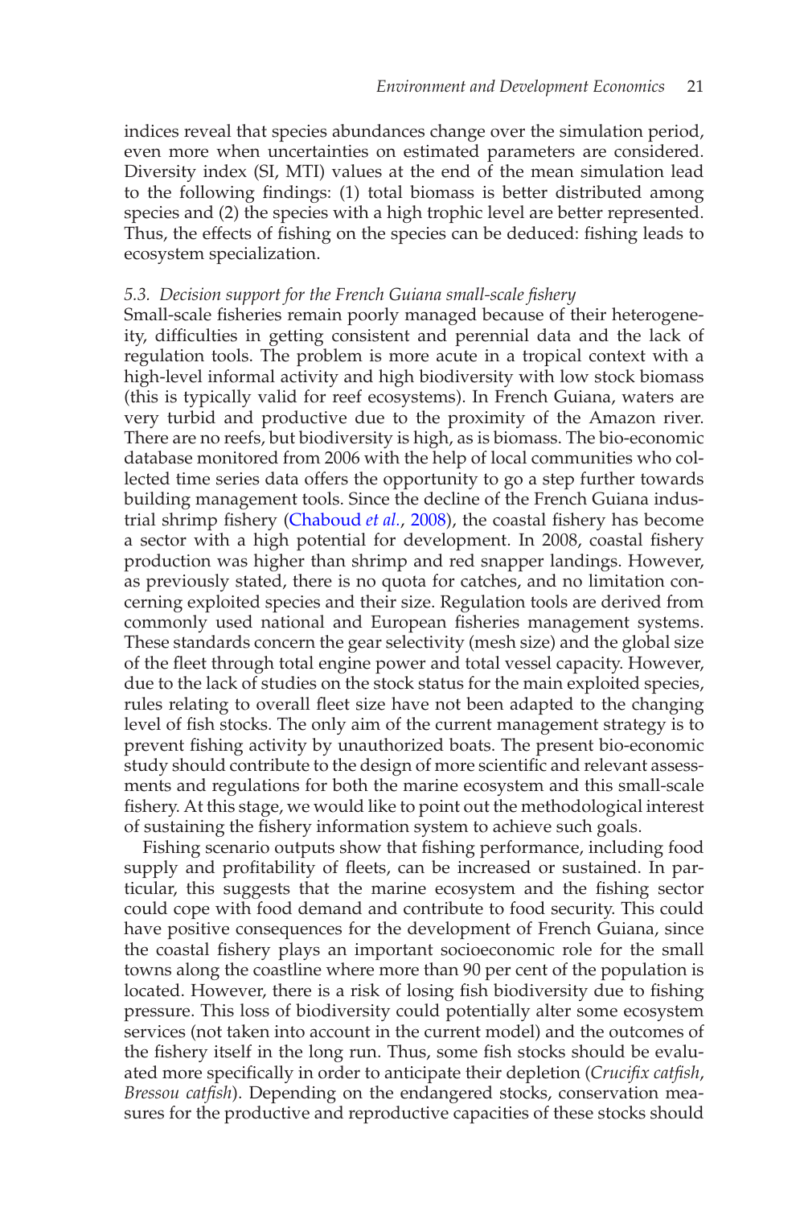indices reveal that species abundances change over the simulation period, even more when uncertainties on estimated parameters are considered. Diversity index (SI, MTI) values at the end of the mean simulation lead to the following findings: (1) total biomass is better distributed among species and (2) the species with a high trophic level are better represented. Thus, the effects of fishing on the species can be deduced: fishing leads to ecosystem specialization.

### *5.3. Decision support for the French Guiana small-scale fishery*

Small-scale fisheries remain poorly managed because of their heterogeneity, difficulties in getting consistent and perennial data and the lack of regulation tools. The problem is more acute in a tropical context with a high-level informal activity and high biodiversity with low stock biomass (this is typically valid for reef ecosystems). In French Guiana, waters are very turbid and productive due to the proximity of the Amazon river. There are no reefs, but biodiversity is high, as is biomass. The bio-economic database monitored from 2006 with the help of local communities who collected time series data offers the opportunity to go a step further towards building management tools. Since the decline of the French Guiana industrial shrimp fishery (Chaboud *et al.*, 2008), the coastal fishery has become a sector with a high potential for development. In 2008, coastal fishery production was higher than shrimp and red snapper landings. However, as previously stated, there is no quota for catches, and no limitation concerning exploited species and their size. Regulation tools are derived from commonly used national and European fisheries management systems. These standards concern the gear selectivity (mesh size) and the global size of the fleet through total engine power and total vessel capacity. However, due to the lack of studies on the stock status for the main exploited species, rules relating to overall fleet size have not been adapted to the changing level of fish stocks. The only aim of the current management strategy is to prevent fishing activity by unauthorized boats. The present bio-economic study should contribute to the design of more scientific and relevant assessments and regulations for both the marine ecosystem and this small-scale fishery. At this stage, we would like to point out the methodological interest of sustaining the fishery information system to achieve such goals.

Fishing scenario outputs show that fishing performance, including food supply and profitability of fleets, can be increased or sustained. In particular, this suggests that the marine ecosystem and the fishing sector could cope with food demand and contribute to food security. This could have positive consequences for the development of French Guiana, since the coastal fishery plays an important socioeconomic role for the small towns along the coastline where more than 90 per cent of the population is located. However, there is a risk of losing fish biodiversity due to fishing pressure. This loss of biodiversity could potentially alter some ecosystem services (not taken into account in the current model) and the outcomes of the fishery itself in the long run. Thus, some fish stocks should be evaluated more specifically in order to anticipate their depletion (*Crucifix catfish*, *Bressou catfish*). Depending on the endangered stocks, conservation measures for the productive and reproductive capacities of these stocks should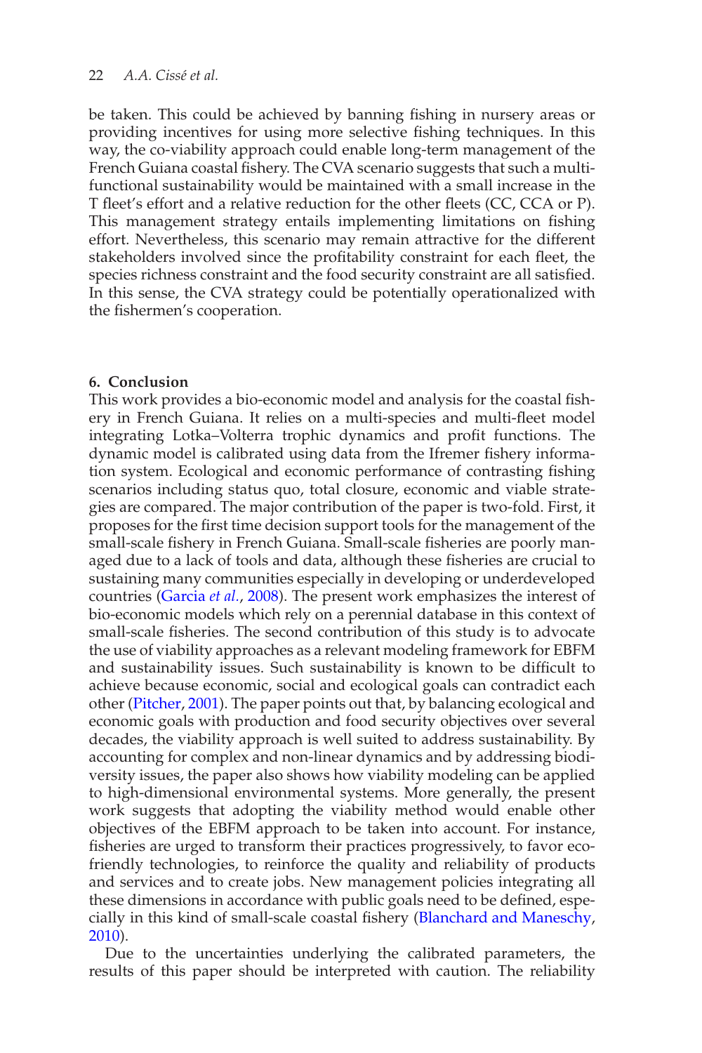be taken. This could be achieved by banning fishing in nursery areas or providing incentives for using more selective fishing techniques. In this way, the co-viability approach could enable long-term management of the French Guiana coastal fishery. The CVA scenario suggests that such a multi-functional sustainability would be maintained with a small increase in the T fleet's effort and a relative reduction for the other fleets (CC, CCA or P). This management strategy entails implementing limitations on fishing effort. Nevertheless, this scenario may remain attractive for the different stakeholders involved since the profitability constraint for each fleet, the species richness constraint and the food security constraint are all satisfied. In this sense, the CVA strategy could be potentially operationalized with the fishermen's cooperation.

## 6. Conclusion

This work provides a bio-economic model and analysis for the coastal fishery in French Guiana. It relies on a multi-species and multi-fleet model integrating Lotka–Volterra trophic dynamics and profit functions. The dynamic model is calibrated using data from the Ifremer fishery information system. Ecological and economic performance of contrasting fishing scenarios including status quo, total closure, economic and viable strategies are compared. The major contribution of the paper is two-fold. First, it proposes for the first time decision support tools for the management of the small-scale fishery in French Guiana. Small-scale fisheries are poorly managed due to a lack of tools and data, although these fisheries are crucial to sustaining many communities especially in developing or underdeveloped countries (Garcia *et al.*, 2008). The present work emphasizes the interest of bio-economic models which rely on a perennial database in this context of small-scale fisheries. The second contribution of this study is to advocate the use of viability approaches as a relevant modeling framework for EBFM and sustainability issues. Such sustainability is known to be difficult to achieve because economic, social and ecological goals can contradict each other (Pitcher, 2001). The paper points out that, by balancing ecological and economic goals with production and food security objectives over several decades, the viability approach is well suited to address sustainability. By accounting for complex and non-linear dynamics and by addressing biodiversity issues, the paper also shows how viability modeling can be applied to high-dimensional environmental systems. More generally, the present work suggests that adopting the viability method would enable other objectives of the EBFM approach to be taken into account. For instance, fisheries are urged to transform their practices progressively, to favor eco-friendly technologies, to reinforce the quality and reliability of products and services and to create jobs. New management policies integrating all these dimensions in accordance with public goals need to be defined, especially in this kind of small-scale coastal fishery (Blanchard and Maneschy, 2010).

Due to the uncertainties underlying the calibrated parameters, the results of this paper should be interpreted with caution. The reliability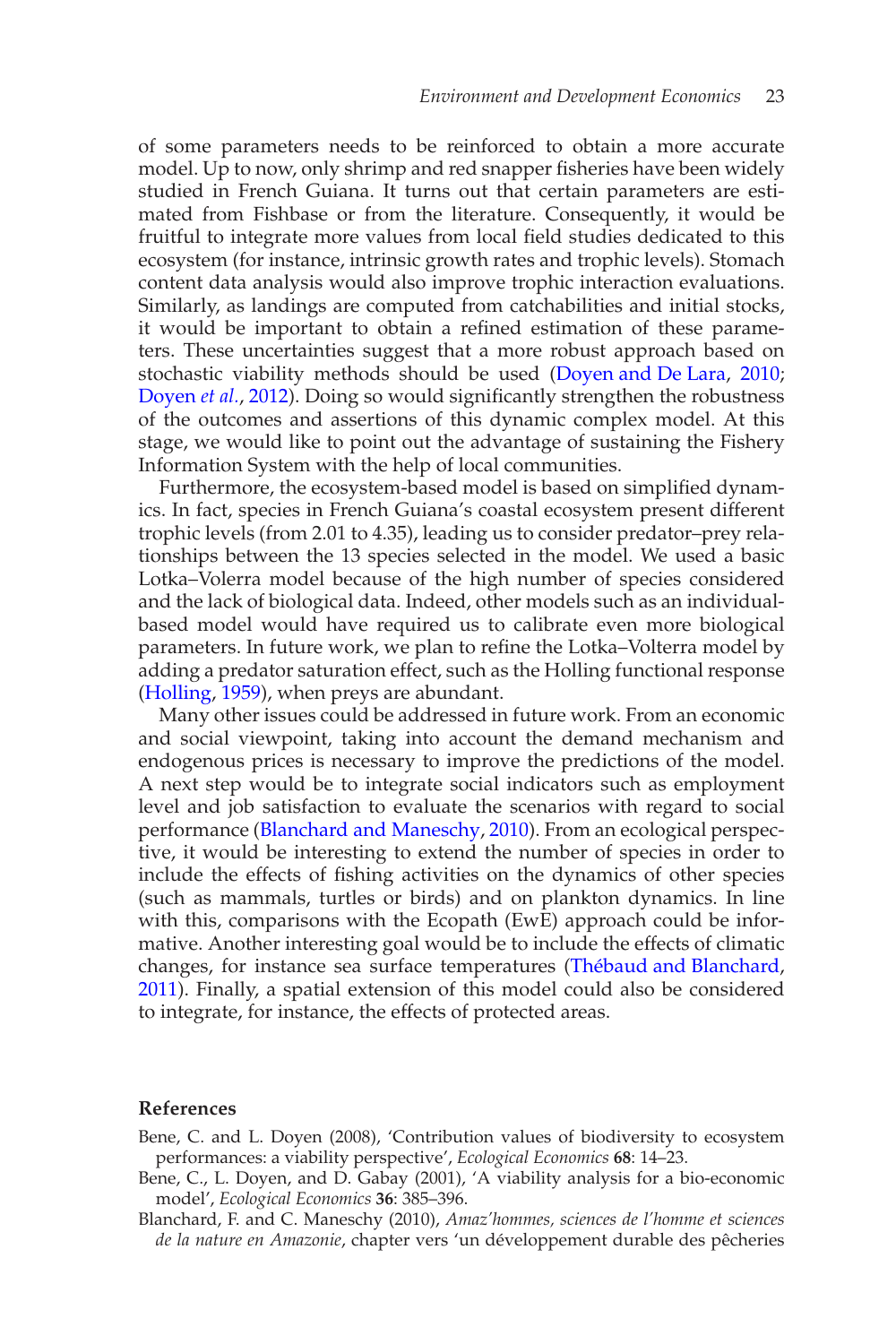of some parameters needs to be reinforced to obtain a more accurate model. Up to now, only shrimp and red snapper fisheries have been widely studied in French Guiana. It turns out that certain parameters are estimated from Fishbase or from the literature. Consequently, it would be fruitful to integrate more values from local field studies dedicated to this ecosystem (for instance, intrinsic growth rates and trophic levels). Stomach content data analysis would also improve trophic interaction evaluations. Similarly, as landings are computed from catchabilities and initial stocks, it would be important to obtain a refined estimation of these parameters. These uncertainties suggest that a more robust approach based on stochastic viability methods should be used (Doyen and De Lara, 2010; Doyen *et al.*, 2012). Doing so would significantly strengthen the robustness of the outcomes and assertions of this dynamic complex model. At this stage, we would like to point out the advantage of sustaining the Fishery Information System with the help of local communities.

Furthermore, the ecosystem-based model is based on simplified dynamics. In fact, species in French Guiana's coastal ecosystem present different trophic levels (from 2.01 to 4.35), leading us to consider predator–prey relationships between the 13 species selected in the model. We used a basic Lotka–Volerra model because of the high number of species considered and the lack of biological data. Indeed, other models such as an individual-based model would have required us to calibrate even more biological parameters. In future work, we plan to refine the Lotka–Volterra model by adding a predator saturation effect, such as the Holling functional response (Holling, 1959), when preys are abundant.

Many other issues could be addressed in future work. From an economic and social viewpoint, taking into account the demand mechanism and endogenous prices is necessary to improve the predictions of the model. A next step would be to integrate social indicators such as employment level and job satisfaction to evaluate the scenarios with regard to social performance (Blanchard and Maneschy, 2010). From an ecological perspective, it would be interesting to extend the number of species in order to include the effects of fishing activities on the dynamics of other species (such as mammals, turtles or birds) and on plankton dynamics. In line with this, comparisons with the Ecopath (EwE) approach could be informative. Another interesting goal would be to include the effects of climatic changes, for instance sea surface temperatures (Thébaud and Blanchard, 2011). Finally, a spatial extension of this model could also be considered to integrate, for instance, the effects of protected areas.

## References

Bene, C. and L. Doyen (2008), 'Contribution values of biodiversity to ecosystem performances: a viability perspective', *Ecological Economics* **68**: 14–23.

Bene, C., L. Doyen, and D. Gabay (2001), 'A viability analysis for a bio-economic model', *Ecological Economics* **36**: 385–396.

Blanchard, F. and C. Maneschy (2010), *Amaz'hommes, sciences de l'homme et sciences de la nature en Amazonie*, chapter vers 'un développement durable des pêcheries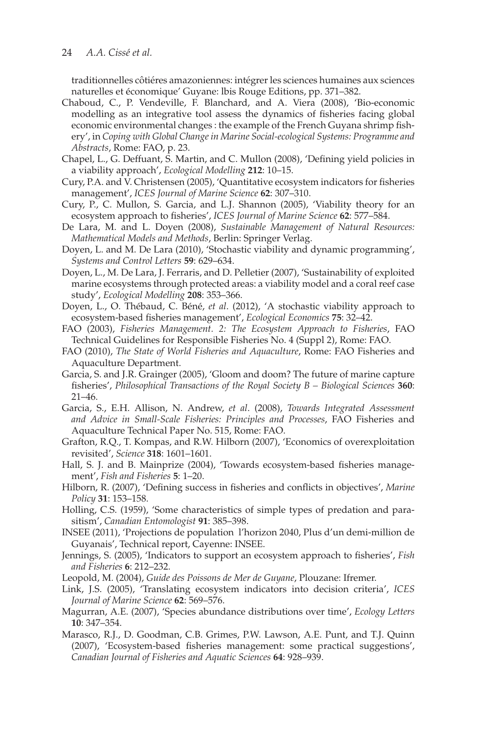traditionnelles côtiéres amazoniennes: intégrer les sciences humaines aux sciences naturelles et économique' Guyane: lbis Rouge Editions, pp. 371–382.

Chaboud, C., P. Vendeville, F. Blanchard, and A. Viera (2008), 'Bio-economic modelling as an integrative tool assess the dynamics of fisheries facing global economic environmental changes : the example of the French Guyana shrimp fishery', in *Coping with Global Change in Marine Social-ecological Systems: Programme and Abstracts*, Rome: FAO, p. 23.

Chapel, L., G. Deffuant, S. Martin, and C. Mullon (2008), 'Defining yield policies in a viability approach', *Ecological Modelling* **212**: 10–15.

Cury, P.A. and V. Christensen (2005), 'Quantitative ecosystem indicators for fisheries management', *ICES Journal of Marine Science* **62**: 307–310.

Cury, P., C. Mullon, S. Garcia, and L.J. Shannon (2005), 'Viability theory for an ecosystem approach to fisheries', *ICES Journal of Marine Science* **62**: 577–584.

De Lara, M. and L. Doyen (2008), *Sustainable Management of Natural Resources: Mathematical Models and Methods*, Berlin: Springer Verlag.

Doyen, L. and M. De Lara (2010), 'Stochastic viability and dynamic programming', *Systems and Control Letters* **59**: 629–634.

Doyen, L., M. De Lara, J. Ferraris, and D. Pelletier (2007), 'Sustainability of exploited marine ecosystems through protected areas: a viability model and a coral reef case study', *Ecological Modelling* **208**: 353–366.

Doyen, L., O. Thébaud, C. Béné, *et al*. (2012), 'A stochastic viability approach to ecosystem-based fisheries management', *Ecological Economics* **75**: 32–42.

FAO (2003), *Fisheries Management. 2: The Ecosystem Approach to Fisheries*, FAO Technical Guidelines for Responsible Fisheries No. 4 (Suppl 2), Rome: FAO.

FAO (2010), *The State of World Fisheries and Aquaculture*, Rome: FAO Fisheries and Aquaculture Department.

Garcia, S. and J.R. Grainger (2005), 'Gloom and doom? The future of marine capture fisheries', *Philosophical Transactions of the Royal Society B – Biological Sciences* **360**: 21–46.

Garcia, S., E.H. Allison, N. Andrew, *et al*. (2008), *Towards Integrated Assessment and Advice in Small-Scale Fisheries: Principles and Processes*, FAO Fisheries and Aquaculture Technical Paper No. 515, Rome: FAO.

Grafton, R.Q., T. Kompas, and R.W. Hilborn (2007), 'Economics of overexploitation revisited', *Science* **318**: 1601–1601.

Hall, S. J. and B. Mainprize (2004), 'Towards ecosystem-based fisheries management', *Fish and Fisheries* **5**: 1–20.

Hilborn, R. (2007), 'Defining success in fisheries and conflicts in objectives', *Marine Policy* **31**: 153–158.

Holling, C.S. (1959), 'Some characteristics of simple types of predation and parasitism', *Canadian Entomologist* **91**: 385–398.

INSEE (2011), 'Projections de population l'horizon 2040, Plus d'un demi-million de Guyanais', Technical report, Cayenne: INSEE.

Jennings, S. (2005), 'Indicators to support an ecosystem approach to fisheries', *Fish and Fisheries* **6**: 212–232.

Leopold, M. (2004), *Guide des Poissons de Mer de Guyane*, Plouzane: Ifremer.

Link, J.S. (2005), 'Translating ecosystem indicators into decision criteria', *ICES Journal of Marine Science* **62**: 569–576.

Magurran, A.E. (2007), 'Species abundance distributions over time', *Ecology Letters* **10**: 347–354.

Marasco, R.J., D. Goodman, C.B. Grimes, P.W. Lawson, A.E. Punt, and T.J. Quinn (2007), 'Ecosystem-based fisheries management: some practical suggestions', *Canadian Journal of Fisheries and Aquatic Sciences* **64**: 928–939.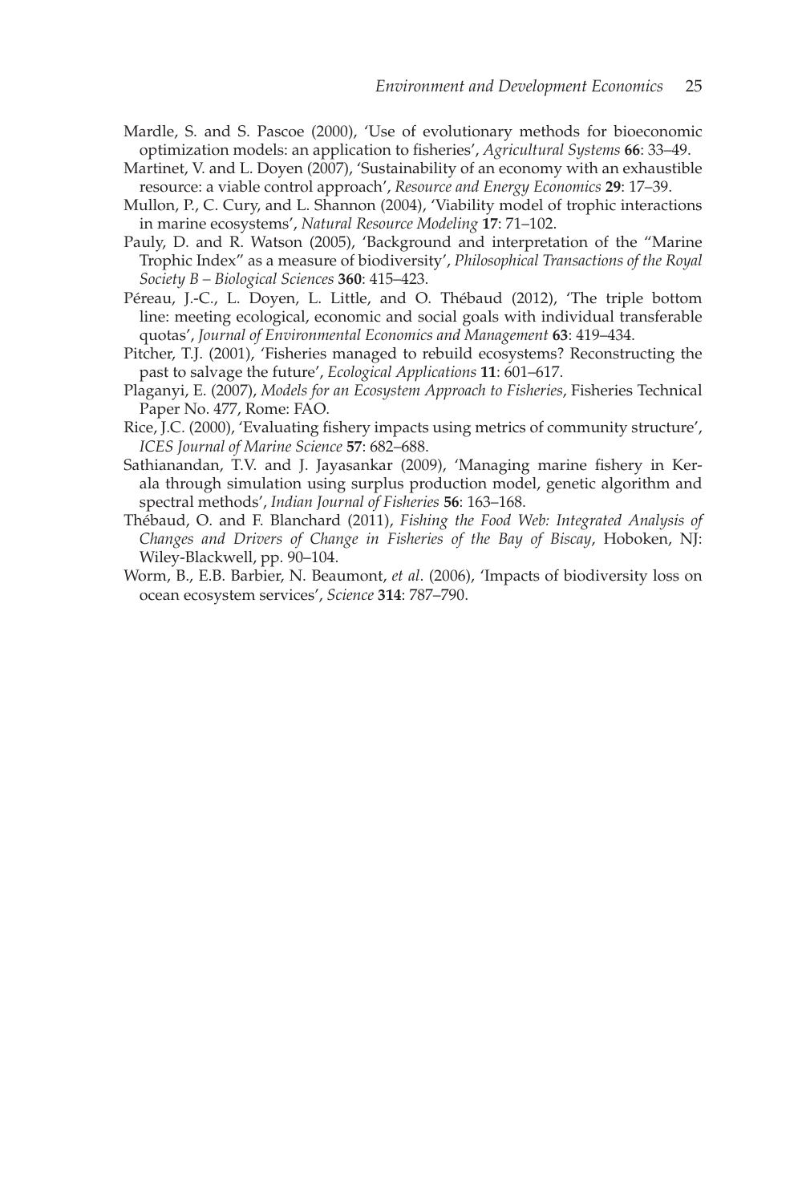Mardle, S. and S. Pascoe (2000), 'Use of evolutionary methods for bioeconomic optimization models: an application to fisheries', *Agricultural Systems* **66**: 33–49.

Martinet, V. and L. Doyen (2007), 'Sustainability of an economy with an exhaustible resource: a viable control approach', *Resource and Energy Economics* **29**: 17–39.

Mullon, P., C. Cury, and L. Shannon (2004), 'Viability model of trophic interactions in marine ecosystems', *Natural Resource Modeling* **17**: 71–102.

Pauly, D. and R. Watson (2005), 'Background and interpretation of the "Marine Trophic Index" as a measure of biodiversity', *Philosophical Transactions of the Royal Society B – Biological Sciences* **360**: 415–423.

Péreau, J.-C., L. Doyen, L. Little, and O. Thébaud (2012), 'The triple bottom line: meeting ecological, economic and social goals with individual transferable quotas', *Journal of Environmental Economics and Management* **63**: 419–434.

Pitcher, T.J. (2001), 'Fisheries managed to rebuild ecosystems? Reconstructing the past to salvage the future', *Ecological Applications* **11**: 601–617.

Plaganyi, E. (2007), *Models for an Ecosystem Approach to Fisheries*, Fisheries Technical Paper No. 477, Rome: FAO.

Rice, J.C. (2000), 'Evaluating fishery impacts using metrics of community structure', *ICES Journal of Marine Science* **57**: 682–688.

Sathianandan, T.V. and J. Jayasankar (2009), 'Managing marine fishery in Kerala through simulation using surplus production model, genetic algorithm and spectral methods', *Indian Journal of Fisheries* **56**: 163–168.

Thébaud, O. and F. Blanchard (2011), *Fishing the Food Web: Integrated Analysis of Changes and Drivers of Change in Fisheries of the Bay of Biscay*, Hoboken, NJ: Wiley-Blackwell, pp. 90–104.

Worm, B., E.B. Barbier, N. Beaumont, *et al*. (2006), 'Impacts of biodiversity loss on ocean ecosystem services', *Science* **314**: 787–790.